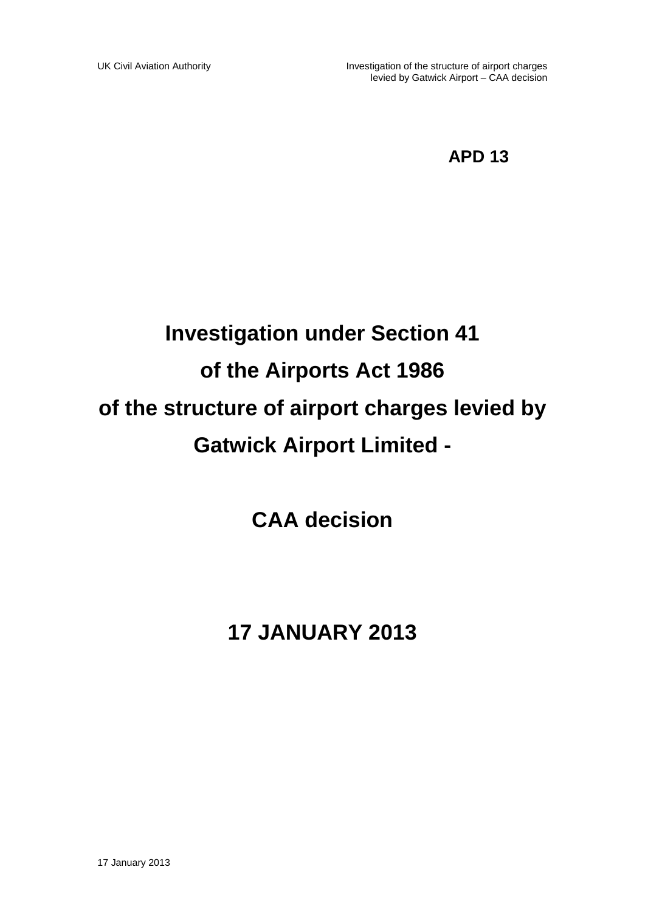**APD 13**

# Investigation under Section 41 of the Airports Act 1986 of the structure of airport charges levied by Gatwick Airport Limited -

# CAA decision

## 17 JANUARY 2013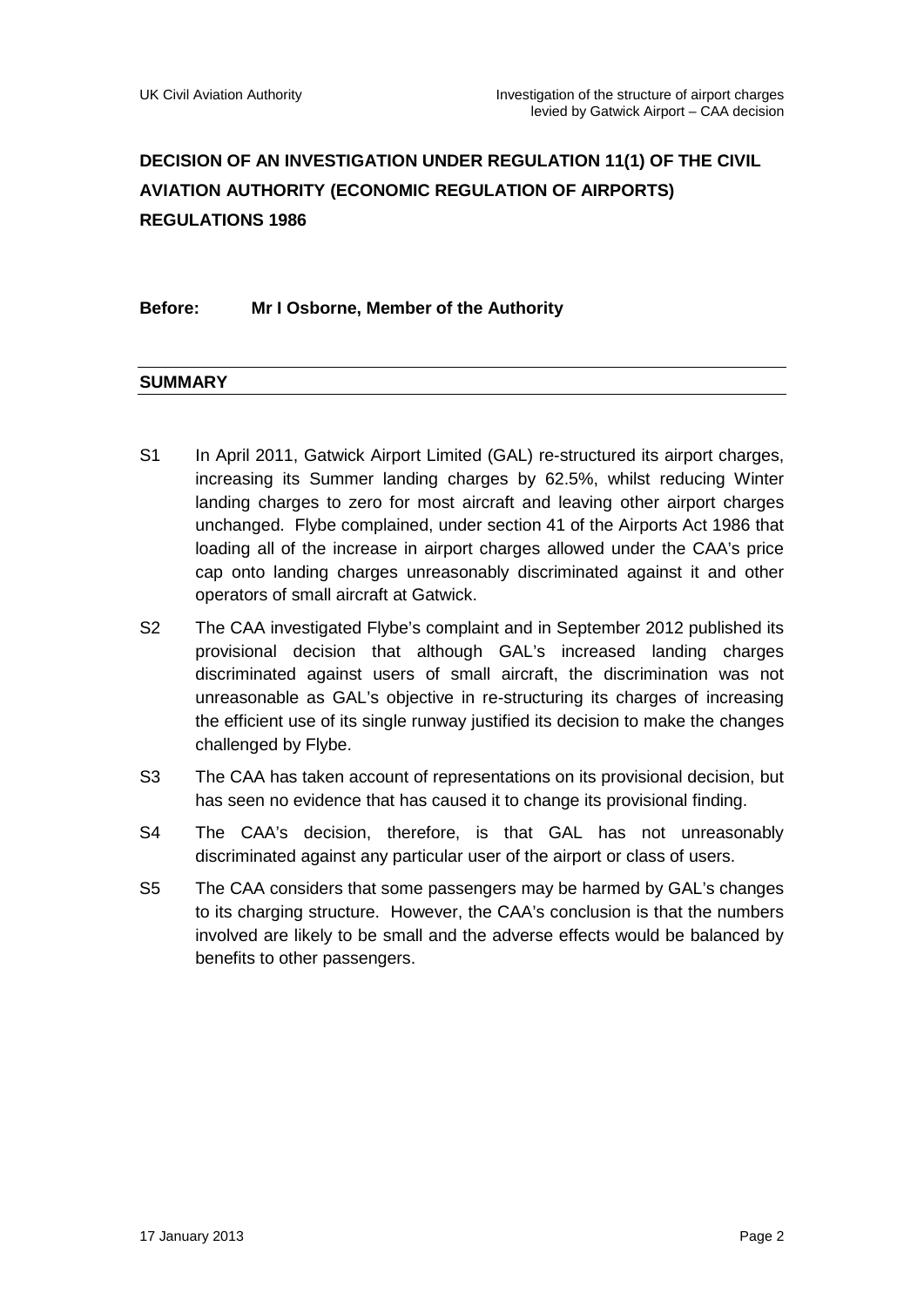# DECISION OF AN INVESTIGATION UNDER REGULATION 11(1) OF THE CIVIL AVIATION AUTHORITY (ECONOMIC REGULATION OF AIRPORTS) REGULATIONS 1986

**Before: Mr I Osborne, Member of the Authority**

## SUMMARY

S1 In April 2011, Gatwick Airport Limited (GAL) re-structured its airport charges, increasing its Summer landing charges by 62.5%, whilst reducing Winter landing charges to zero for most aircraft and leaving other airport charges unchanged. Flybe complained, under section 41 of the Airports Act 1986 that loading all of the increase in airport charges allowed under the CAA's price cap onto landing charges unreasonably discriminated against it and other operators of small aircraft at Gatwick.

S2 The CAA investigated Flybe's complaint and in September 2012 published its provisional decision that although GAL's increased landing charges discriminated against users of small aircraft, the discrimination was not unreasonable as GAL's objective in re-structuring its charges of increasing the efficient use of its single runway justified its decision to make the changes challenged by Flybe.

S3 The CAA has taken account of representations on its provisional decision, but has seen no evidence that has caused it to change its provisional finding.

S4 The CAA's decision, therefore, is that GAL has not unreasonably discriminated against any particular user of the airport or class of users.

S5 The CAA considers that some passengers may be harmed by GAL's changes to its charging structure. However, the CAA's conclusion is that the numbers involved are likely to be small and the adverse effects would be balanced by benefits to other passengers.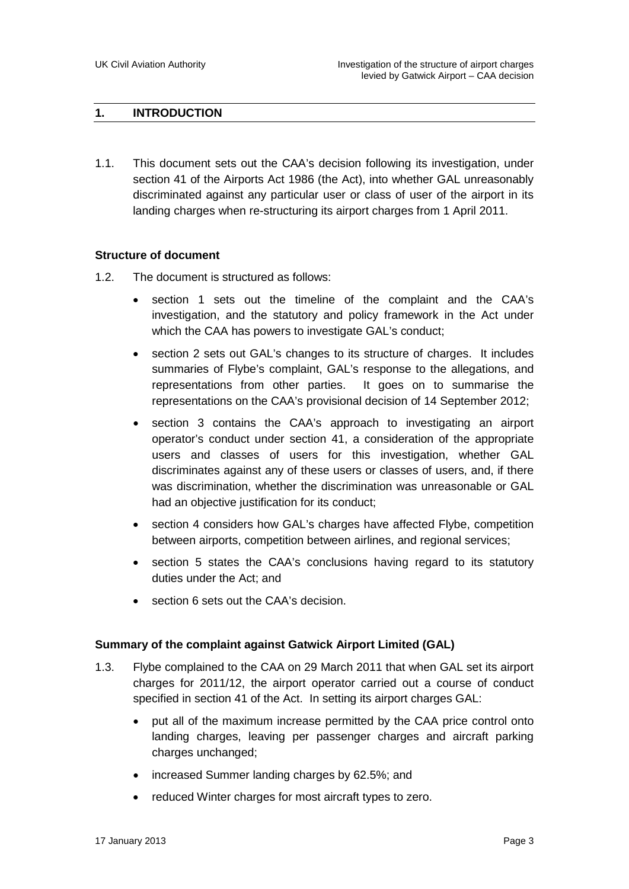## 1. INTRODUCTION

1.1. This document sets out the CAA's decision following its investigation, under section 41 of the Airports Act 1986 (the Act), into whether GAL unreasonably discriminated against any particular user or class of user of the airport in its landing charges when re-structuring its airport charges from 1 April 2011.

### Structure of document

1.2. The document is structured as follows:

- section 1 sets out the timeline of the complaint and the CAA's investigation, and the statutory and policy framework in the Act under which the CAA has powers to investigate GAL's conduct;
- section 2 sets out GAL's changes to its structure of charges. It includes summaries of Flybe's complaint, GAL's response to the allegations, and representations from other parties. It goes on to summarise the representations on the CAA's provisional decision of 14 September 2012;
- section 3 contains the CAA's approach to investigating an airport operator's conduct under section 41, a consideration of the appropriate users and classes of users for this investigation, whether GAL discriminates against any of these users or classes of users, and, if there was discrimination, whether the discrimination was unreasonable or GAL had an objective justification for its conduct;
- section 4 considers how GAL's charges have affected Flybe, competition between airports, competition between airlines, and regional services;
- section 5 states the CAA's conclusions having regard to its statutory duties under the Act; and
- section 6 sets out the CAA's decision.

### Summary of the complaint against Gatwick Airport Limited (GAL)

1.3. Flybe complained to the CAA on 29 March 2011 that when GAL set its airport charges for 2011/12, the airport operator carried out a course of conduct specified in section 41 of the Act. In setting its airport charges GAL:

- put all of the maximum increase permitted by the CAA price control onto landing charges, leaving per passenger charges and aircraft parking charges unchanged;
- increased Summer landing charges by 62.5%; and
- reduced Winter charges for most aircraft types to zero.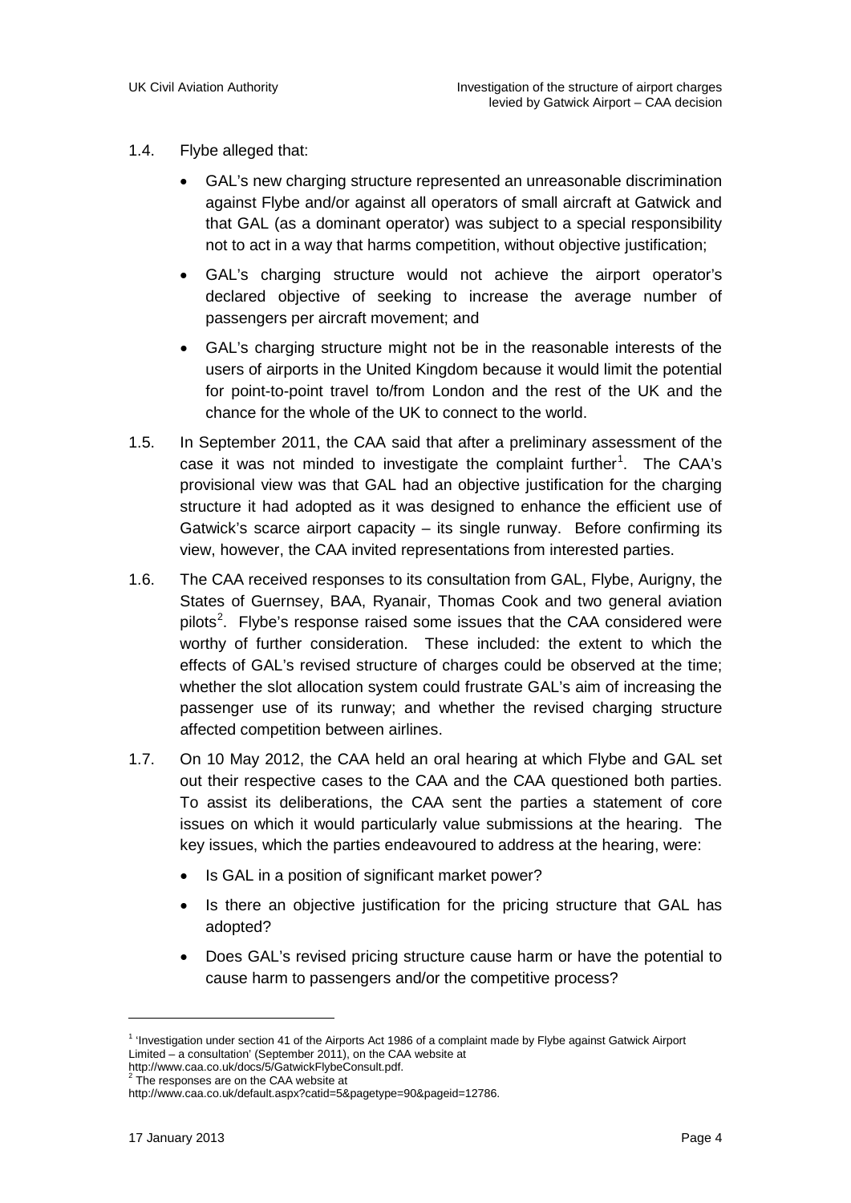1.4. Flybe alleged that:

- GAL's new charging structure represented an unreasonable discrimination against Flybe and/or against all operators of small aircraft at Gatwick and that GAL (as a dominant operator) was subject to a special responsibility not to act in a way that harms competition, without objective justification;
- GAL's charging structure would not achieve the airport operator's declared objective of seeking to increase the average number of passengers per aircraft movement; and
- GAL's charging structure might not be in the reasonable interests of the users of airports in the United Kingdom because it would limit the potential for point-to-point travel to/from London and the rest of the UK and the chance for the whole of the UK to connect to the world.

1.5. In September 2011, the CAA said that after a preliminary assessment of the case it was not minded to investigate the complaint further[1]. The CAA's provisional view was that GAL had an objective justification for the charging structure it had adopted as it was designed to enhance the efficient use of Gatwick's scarce airport capacity – its single runway. Before confirming its view, however, the CAA invited representations from interested parties.

1.6. The CAA received responses to its consultation from GAL, Flybe, Aurigny, the States of Guernsey, BAA, Ryanair, Thomas Cook and two general aviation pilots[2]. Flybe's response raised some issues that the CAA considered were worthy of further consideration. These included: the extent to which the effects of GAL's revised structure of charges could be observed at the time; whether the slot allocation system could frustrate GAL's aim of increasing the passenger use of its runway; and whether the revised charging structure affected competition between airlines.

1.7. On 10 May 2012, the CAA held an oral hearing at which Flybe and GAL set out their respective cases to the CAA and the CAA questioned both parties. To assist its deliberations, the CAA sent the parties a statement of core issues on which it would particularly value submissions at the hearing. The key issues, which the parties endeavoured to address at the hearing, were:

- Is GAL in a position of significant market power?
- Is there an objective justification for the pricing structure that GAL has adopted?
- Does GAL's revised pricing structure cause harm or have the potential to cause harm to passengers and/or the competitive process?

---

[1] 'Investigation under section 41 of the Airports Act 1986 of a complaint made by Flybe against Gatwick Airport Limited – a consultation' (September 2011), on the CAA website at http://www.caa.co.uk/docs/5/GatwickFlybeConsult.pdf.

[2] The responses are on the CAA website at http://www.caa.co.uk/default.aspx?catid=5&pagetype=90&pageid=12786.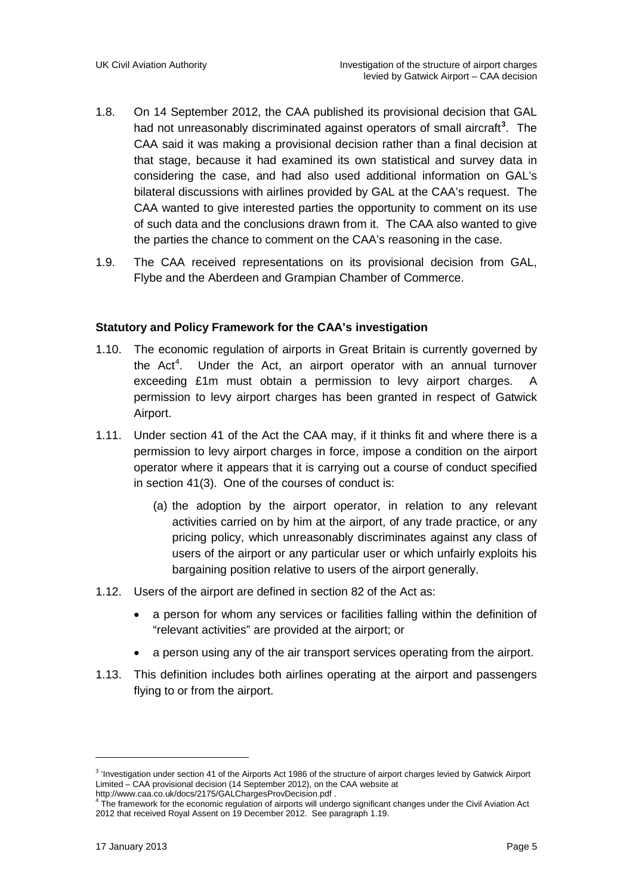1.8. On 14 September 2012, the CAA published its provisional decision that GAL had not unreasonably discriminated against operators of small aircraft[3]. The CAA said it was making a provisional decision rather than a final decision at that stage, because it had examined its own statistical and survey data in considering the case, and had also used additional information on GAL's bilateral discussions with airlines provided by GAL at the CAA's request. The CAA wanted to give interested parties the opportunity to comment on its use of such data and the conclusions drawn from it. The CAA also wanted to give the parties the chance to comment on the CAA's reasoning in the case.

1.9. The CAA received representations on its provisional decision from GAL, Flybe and the Aberdeen and Grampian Chamber of Commerce.

### Statutory and Policy Framework for the CAA's investigation

1.10. The economic regulation of airports in Great Britain is currently governed by the Act[4]. Under the Act, an airport operator with an annual turnover exceeding £1m must obtain a permission to levy airport charges. A permission to levy airport charges has been granted in respect of Gatwick Airport.

1.11. Under section 41 of the Act the CAA may, if it thinks fit and where there is a permission to levy airport charges in force, impose a condition on the airport operator where it appears that it is carrying out a course of conduct specified in section 41(3). One of the courses of conduct is:

> (a) the adoption by the airport operator, in relation to any relevant activities carried on by him at the airport, of any trade practice, or any pricing policy, which unreasonably discriminates against any class of users of the airport or any particular user or which unfairly exploits his bargaining position relative to users of the airport generally.

1.12. Users of the airport are defined in section 82 of the Act as:

- a person for whom any services or facilities falling within the definition of "relevant activities" are provided at the airport; or
- a person using any of the air transport services operating from the airport.

1.13. This definition includes both airlines operating at the airport and passengers flying to or from the airport.

---

[3] 'Investigation under section 41 of the Airports Act 1986 of the structure of airport charges levied by Gatwick Airport Limited – CAA provisional decision (14 September 2012), on the CAA website at http://www.caa.co.uk/docs/2175/GALChargesProvDecision.pdf .

[4] The framework for the economic regulation of airports will undergo significant changes under the Civil Aviation Act 2012 that received Royal Assent on 19 December 2012. See paragraph 1.19.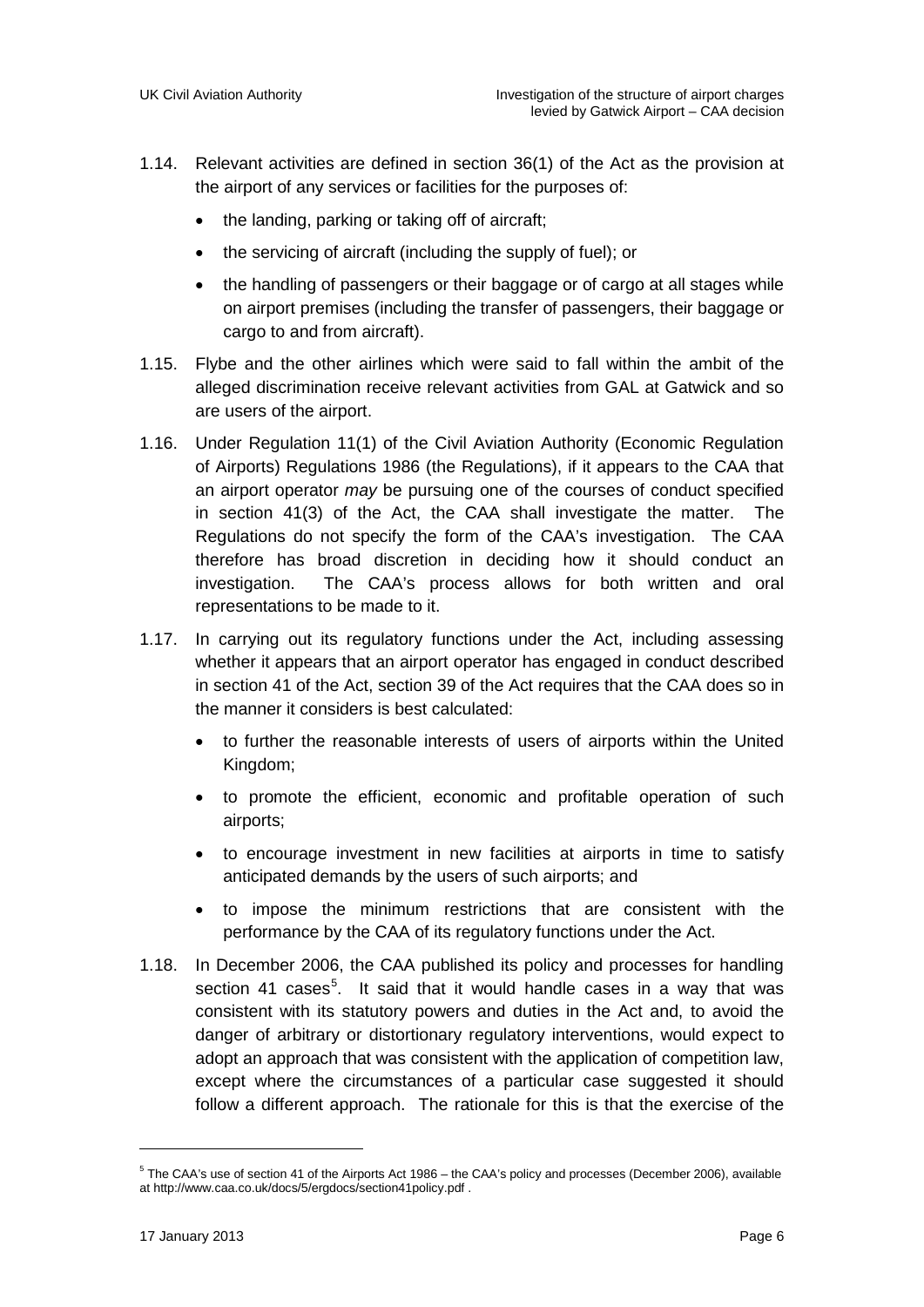1.14. Relevant activities are defined in section 36(1) of the Act as the provision at the airport of any services or facilities for the purposes of:

- the landing, parking or taking off of aircraft;
- the servicing of aircraft (including the supply of fuel); or
- the handling of passengers or their baggage or of cargo at all stages while on airport premises (including the transfer of passengers, their baggage or cargo to and from aircraft).

1.15. Flybe and the other airlines which were said to fall within the ambit of the alleged discrimination receive relevant activities from GAL at Gatwick and so are users of the airport.

1.16. Under Regulation 11(1) of the Civil Aviation Authority (Economic Regulation of Airports) Regulations 1986 (the Regulations), if it appears to the CAA that an airport operator *may* be pursuing one of the courses of conduct specified in section 41(3) of the Act, the CAA shall investigate the matter. The Regulations do not specify the form of the CAA's investigation. The CAA therefore has broad discretion in deciding how it should conduct an investigation. The CAA's process allows for both written and oral representations to be made to it.

1.17. In carrying out its regulatory functions under the Act, including assessing whether it appears that an airport operator has engaged in conduct described in section 41 of the Act, section 39 of the Act requires that the CAA does so in the manner it considers is best calculated:

- to further the reasonable interests of users of airports within the United Kingdom;
- to promote the efficient, economic and profitable operation of such airports;
- to encourage investment in new facilities at airports in time to satisfy anticipated demands by the users of such airports; and
- to impose the minimum restrictions that are consistent with the performance by the CAA of its regulatory functions under the Act.

1.18. In December 2006, the CAA published its policy and processes for handling section 41 cases[5]. It said that it would handle cases in a way that was consistent with its statutory powers and duties in the Act and, to avoid the danger of arbitrary or distortionary regulatory interventions, would expect to adopt an approach that was consistent with the application of competition law, except where the circumstances of a particular case suggested it should follow a different approach. The rationale for this is that the exercise of the

---

[5] The CAA's use of section 41 of the Airports Act 1986 – the CAA's policy and processes (December 2006), available at http://www.caa.co.uk/docs/5/ergdocs/section41policy.pdf .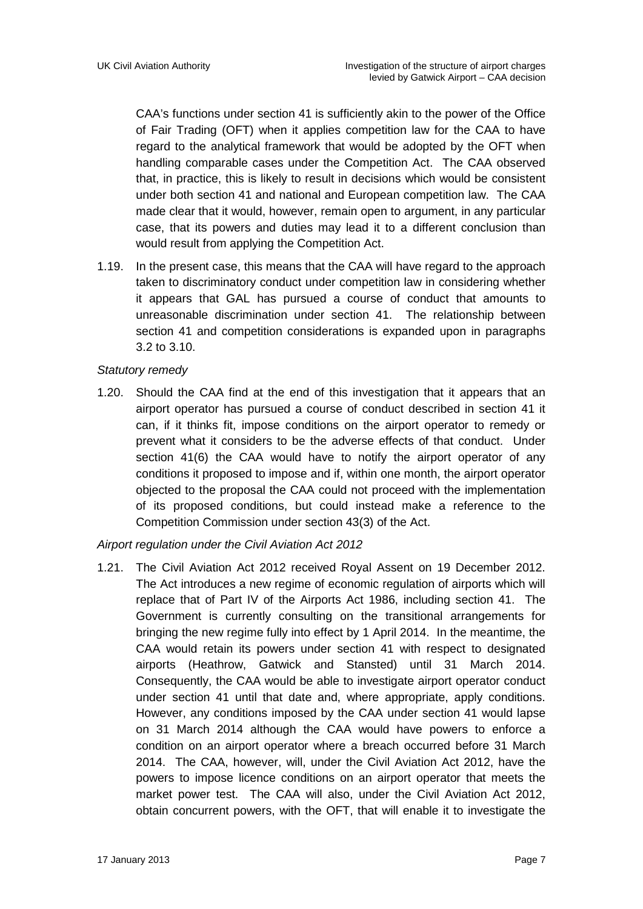CAA's functions under section 41 is sufficiently akin to the power of the Office of Fair Trading (OFT) when it applies competition law for the CAA to have regard to the analytical framework that would be adopted by the OFT when handling comparable cases under the Competition Act. The CAA observed that, in practice, this is likely to result in decisions which would be consistent under both section 41 and national and European competition law. The CAA made clear that it would, however, remain open to argument, in any particular case, that its powers and duties may lead it to a different conclusion than would result from applying the Competition Act.

1.19. In the present case, this means that the CAA will have regard to the approach taken to discriminatory conduct under competition law in considering whether it appears that GAL has pursued a course of conduct that amounts to unreasonable discrimination under section 41. The relationship between section 41 and competition considerations is expanded upon in paragraphs 3.2 to 3.10.

*Statutory remedy*

1.20. Should the CAA find at the end of this investigation that it appears that an airport operator has pursued a course of conduct described in section 41 it can, if it thinks fit, impose conditions on the airport operator to remedy or prevent what it considers to be the adverse effects of that conduct. Under section 41(6) the CAA would have to notify the airport operator of any conditions it proposed to impose and if, within one month, the airport operator objected to the proposal the CAA could not proceed with the implementation of its proposed conditions, but could instead make a reference to the Competition Commission under section 43(3) of the Act.

*Airport regulation under the Civil Aviation Act 2012*

1.21. The Civil Aviation Act 2012 received Royal Assent on 19 December 2012. The Act introduces a new regime of economic regulation of airports which will replace that of Part IV of the Airports Act 1986, including section 41. The Government is currently consulting on the transitional arrangements for bringing the new regime fully into effect by 1 April 2014. In the meantime, the CAA would retain its powers under section 41 with respect to designated airports (Heathrow, Gatwick and Stansted) until 31 March 2014. Consequently, the CAA would be able to investigate airport operator conduct under section 41 until that date and, where appropriate, apply conditions. However, any conditions imposed by the CAA under section 41 would lapse on 31 March 2014 although the CAA would have powers to enforce a condition on an airport operator where a breach occurred before 31 March 2014. The CAA, however, will, under the Civil Aviation Act 2012, have the powers to impose licence conditions on an airport operator that meets the market power test. The CAA will also, under the Civil Aviation Act 2012, obtain concurrent powers, with the OFT, that will enable it to investigate the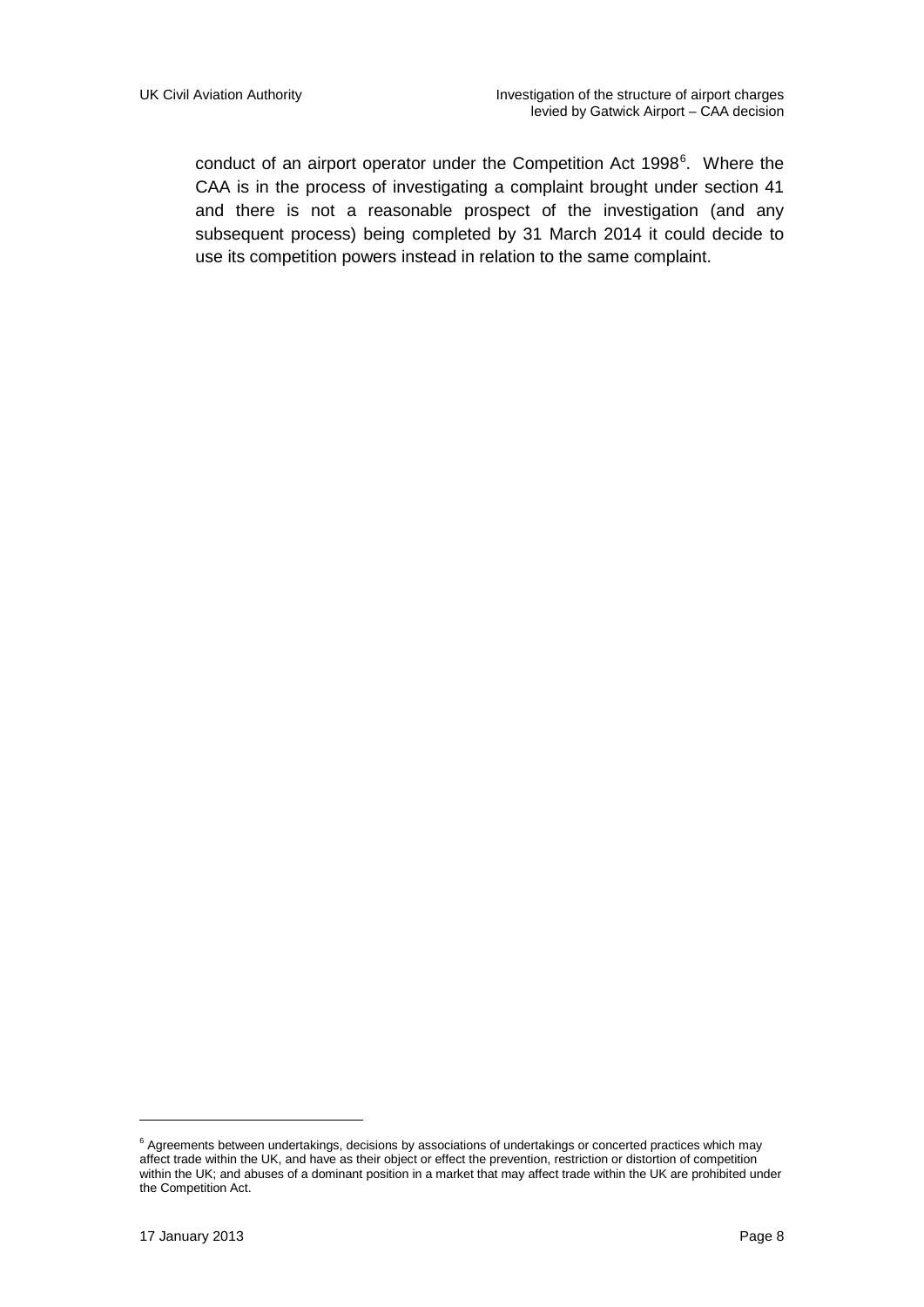conduct of an airport operator under the Competition Act 1998[6]. Where the CAA is in the process of investigating a complaint brought under section 41 and there is not a reasonable prospect of the investigation (and any subsequent process) being completed by 31 March 2014 it could decide to use its competition powers instead in relation to the same complaint.

---

[6] Agreements between undertakings, decisions by associations of undertakings or concerted practices which may affect trade within the UK, and have as their object or effect the prevention, restriction or distortion of competition within the UK; and abuses of a dominant position in a market that may affect trade within the UK are prohibited under the Competition Act.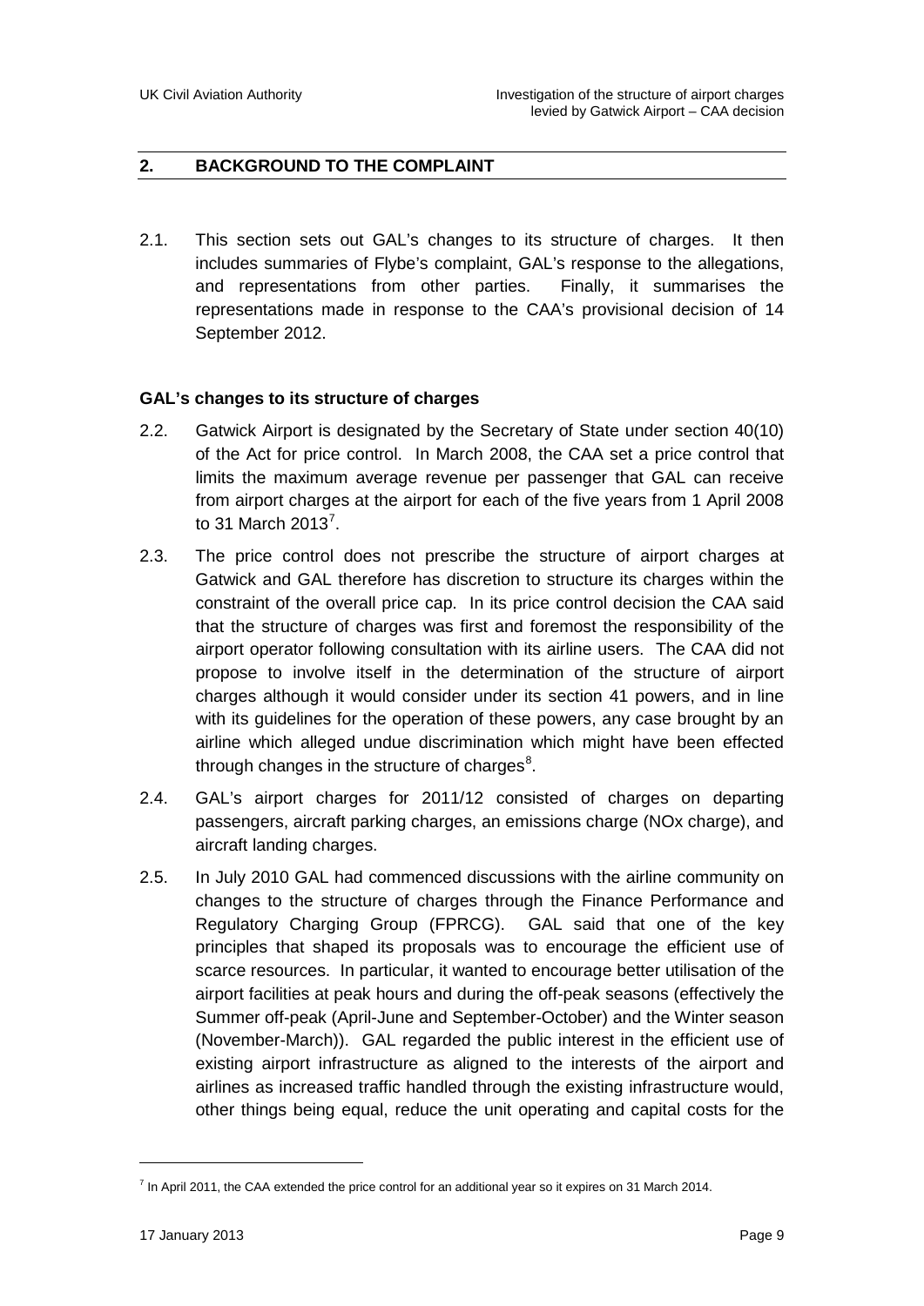## 2. BACKGROUND TO THE COMPLAINT

2.1. This section sets out GAL's changes to its structure of charges. It then includes summaries of Flybe's complaint, GAL's response to the allegations, and representations from other parties. Finally, it summarises the representations made in response to the CAA's provisional decision of 14 September 2012.

### GAL's changes to its structure of charges

2.2. Gatwick Airport is designated by the Secretary of State under section 40(10) of the Act for price control. In March 2008, the CAA set a price control that limits the maximum average revenue per passenger that GAL can receive from airport charges at the airport for each of the five years from 1 April 2008 to 31 March 2013[7].

2.3. The price control does not prescribe the structure of airport charges at Gatwick and GAL therefore has discretion to structure its charges within the constraint of the overall price cap. In its price control decision the CAA said that the structure of charges was first and foremost the responsibility of the airport operator following consultation with its airline users. The CAA did not propose to involve itself in the determination of the structure of airport charges although it would consider under its section 41 powers, and in line with its guidelines for the operation of these powers, any case brought by an airline which alleged undue discrimination which might have been effected through changes in the structure of charges[8].

2.4. GAL's airport charges for 2011/12 consisted of charges on departing passengers, aircraft parking charges, an emissions charge (NOx charge), and aircraft landing charges.

2.5. In July 2010 GAL had commenced discussions with the airline community on changes to the structure of charges through the Finance Performance and Regulatory Charging Group (FPRCG). GAL said that one of the key principles that shaped its proposals was to encourage the efficient use of scarce resources. In particular, it wanted to encourage better utilisation of the airport facilities at peak hours and during the off-peak seasons (effectively the Summer off-peak (April-June and September-October) and the Winter season (November-March)). GAL regarded the public interest in the efficient use of existing airport infrastructure as aligned to the interests of the airport and airlines as increased traffic handled through the existing infrastructure would, other things being equal, reduce the unit operating and capital costs for the

---

[7] In April 2011, the CAA extended the price control for an additional year so it expires on 31 March 2014.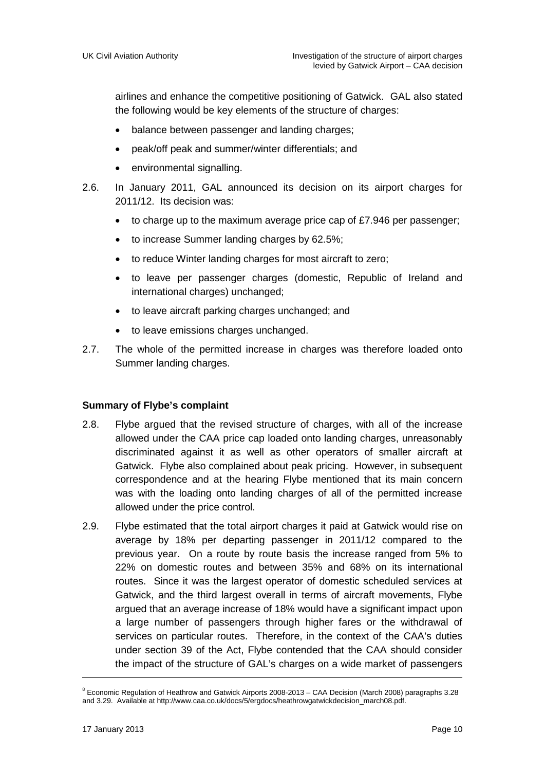airlines and enhance the competitive positioning of Gatwick. GAL also stated the following would be key elements of the structure of charges:

- balance between passenger and landing charges;
- peak/off peak and summer/winter differentials; and
- environmental signalling.

2.6. In January 2011, GAL announced its decision on its airport charges for 2011/12. Its decision was:

- to charge up to the maximum average price cap of £7.946 per passenger;
- to increase Summer landing charges by 62.5%;
- to reduce Winter landing charges for most aircraft to zero;
- to leave per passenger charges (domestic, Republic of Ireland and international charges) unchanged;
- to leave aircraft parking charges unchanged; and
- to leave emissions charges unchanged.

2.7. The whole of the permitted increase in charges was therefore loaded onto Summer landing charges.

**Summary of Flybe's complaint**

2.8. Flybe argued that the revised structure of charges, with all of the increase allowed under the CAA price cap loaded onto landing charges, unreasonably discriminated against it as well as other operators of smaller aircraft at Gatwick. Flybe also complained about peak pricing. However, in subsequent correspondence and at the hearing Flybe mentioned that its main concern was with the loading onto landing charges of all of the permitted increase allowed under the price control.

2.9. Flybe estimated that the total airport charges it paid at Gatwick would rise on average by 18% per departing passenger in 2011/12 compared to the previous year. On a route by route basis the increase ranged from 5% to 22% on domestic routes and between 35% and 68% on its international routes. Since it was the largest operator of domestic scheduled services at Gatwick, and the third largest overall in terms of aircraft movements, Flybe argued that an average increase of 18% would have a significant impact upon a large number of passengers through higher fares or the withdrawal of services on particular routes. Therefore, in the context of the CAA's duties under section 39 of the Act, Flybe contended that the CAA should consider the impact of the structure of GAL's charges on a wide market of passengers

[8] Economic Regulation of Heathrow and Gatwick Airports 2008-2013 – CAA Decision (March 2008) paragraphs 3.28 and 3.29. Available at http://www.caa.co.uk/docs/5/ergdocs/heathrowgatwickdecision_march08.pdf.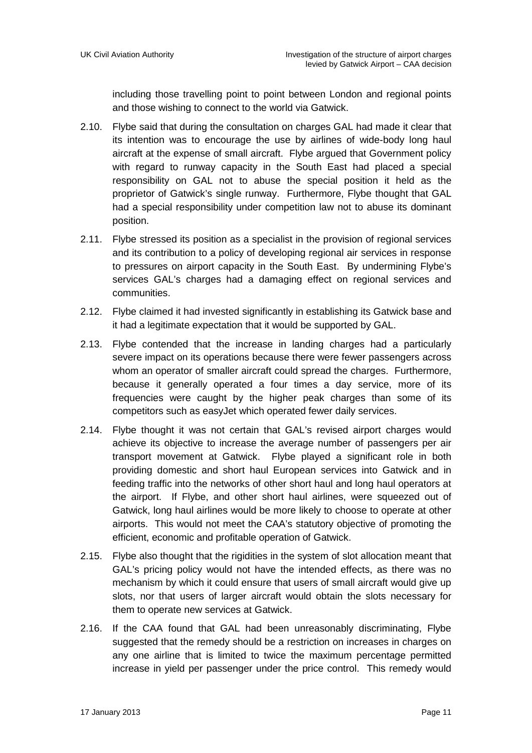including those travelling point to point between London and regional points and those wishing to connect to the world via Gatwick.

2.10. Flybe said that during the consultation on charges GAL had made it clear that its intention was to encourage the use by airlines of wide-body long haul aircraft at the expense of small aircraft. Flybe argued that Government policy with regard to runway capacity in the South East had placed a special responsibility on GAL not to abuse the special position it held as the proprietor of Gatwick's single runway. Furthermore, Flybe thought that GAL had a special responsibility under competition law not to abuse its dominant position.

2.11. Flybe stressed its position as a specialist in the provision of regional services and its contribution to a policy of developing regional air services in response to pressures on airport capacity in the South East. By undermining Flybe's services GAL's charges had a damaging effect on regional services and communities.

2.12. Flybe claimed it had invested significantly in establishing its Gatwick base and it had a legitimate expectation that it would be supported by GAL.

2.13. Flybe contended that the increase in landing charges had a particularly severe impact on its operations because there were fewer passengers across whom an operator of smaller aircraft could spread the charges. Furthermore, because it generally operated a four times a day service, more of its frequencies were caught by the higher peak charges than some of its competitors such as easyJet which operated fewer daily services.

2.14. Flybe thought it was not certain that GAL's revised airport charges would achieve its objective to increase the average number of passengers per air transport movement at Gatwick. Flybe played a significant role in both providing domestic and short haul European services into Gatwick and in feeding traffic into the networks of other short haul and long haul operators at the airport. If Flybe, and other short haul airlines, were squeezed out of Gatwick, long haul airlines would be more likely to choose to operate at other airports. This would not meet the CAA's statutory objective of promoting the efficient, economic and profitable operation of Gatwick.

2.15. Flybe also thought that the rigidities in the system of slot allocation meant that GAL's pricing policy would not have the intended effects, as there was no mechanism by which it could ensure that users of small aircraft would give up slots, nor that users of larger aircraft would obtain the slots necessary for them to operate new services at Gatwick.

2.16. If the CAA found that GAL had been unreasonably discriminating, Flybe suggested that the remedy should be a restriction on increases in charges on any one airline that is limited to twice the maximum percentage permitted increase in yield per passenger under the price control. This remedy would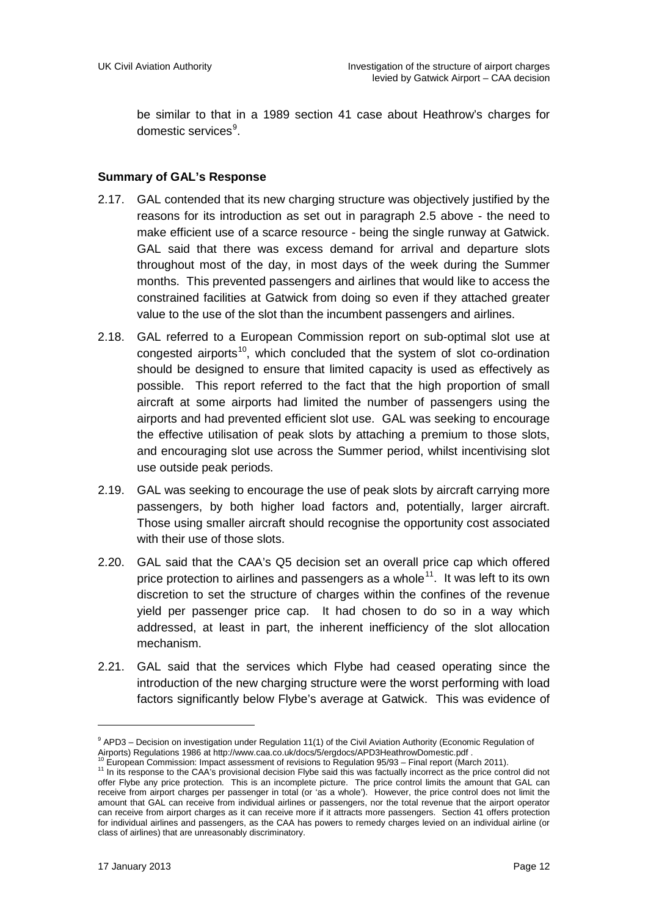be similar to that in a 1989 section 41 case about Heathrow's charges for domestic services[9].

**Summary of GAL's Response**

2.17. GAL contended that its new charging structure was objectively justified by the reasons for its introduction as set out in paragraph 2.5 above - the need to make efficient use of a scarce resource - being the single runway at Gatwick. GAL said that there was excess demand for arrival and departure slots throughout most of the day, in most days of the week during the Summer months. This prevented passengers and airlines that would like to access the constrained facilities at Gatwick from doing so even if they attached greater value to the use of the slot than the incumbent passengers and airlines.

2.18. GAL referred to a European Commission report on sub-optimal slot use at congested airports[10], which concluded that the system of slot co-ordination should be designed to ensure that limited capacity is used as effectively as possible. This report referred to the fact that the high proportion of small aircraft at some airports had limited the number of passengers using the airports and had prevented efficient slot use. GAL was seeking to encourage the effective utilisation of peak slots by attaching a premium to those slots, and encouraging slot use across the Summer period, whilst incentivising slot use outside peak periods.

2.19. GAL was seeking to encourage the use of peak slots by aircraft carrying more passengers, by both higher load factors and, potentially, larger aircraft. Those using smaller aircraft should recognise the opportunity cost associated with their use of those slots.

2.20. GAL said that the CAA's Q5 decision set an overall price cap which offered price protection to airlines and passengers as a whole[11]. It was left to its own discretion to set the structure of charges within the confines of the revenue yield per passenger price cap. It had chosen to do so in a way which addressed, at least in part, the inherent inefficiency of the slot allocation mechanism.

2.21. GAL said that the services which Flybe had ceased operating since the introduction of the new charging structure were the worst performing with load factors significantly below Flybe's average at Gatwick. This was evidence of

---

[9] APD3 – Decision on investigation under Regulation 11(1) of the Civil Aviation Authority (Economic Regulation of Airports) Regulations 1986 at http://www.caa.co.uk/docs/5/ergdocs/APD3HeathrowDomestic.pdf .

[10] European Commission: Impact assessment of revisions to Regulation 95/93 – Final report (March 2011).

[11] In its response to the CAA's provisional decision Flybe said this was factually incorrect as the price control did not offer Flybe any price protection. This is an incomplete picture. The price control limits the amount that GAL can receive from airport charges per passenger in total (or 'as a whole'). However, the price control does not limit the amount that GAL can receive from individual airlines or passengers, nor the total revenue that the airport operator can receive from airport charges as it can receive more if it attracts more passengers. Section 41 offers protection for individual airlines and passengers, as the CAA has powers to remedy charges levied on an individual airline (or class of airlines) that are unreasonably discriminatory.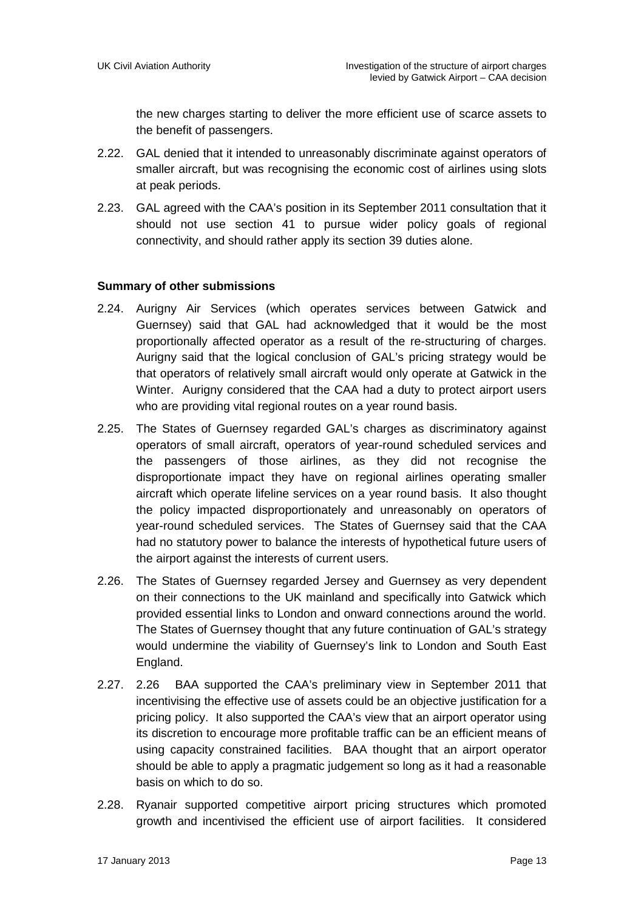the new charges starting to deliver the more efficient use of scarce assets to the benefit of passengers.

2.22. GAL denied that it intended to unreasonably discriminate against operators of smaller aircraft, but was recognising the economic cost of airlines using slots at peak periods.

2.23. GAL agreed with the CAA's position in its September 2011 consultation that it should not use section 41 to pursue wider policy goals of regional connectivity, and should rather apply its section 39 duties alone.

**Summary of other submissions**

2.24. Aurigny Air Services (which operates services between Gatwick and Guernsey) said that GAL had acknowledged that it would be the most proportionally affected operator as a result of the re-structuring of charges. Aurigny said that the logical conclusion of GAL's pricing strategy would be that operators of relatively small aircraft would only operate at Gatwick in the Winter. Aurigny considered that the CAA had a duty to protect airport users who are providing vital regional routes on a year round basis.

2.25. The States of Guernsey regarded GAL's charges as discriminatory against operators of small aircraft, operators of year-round scheduled services and the passengers of those airlines, as they did not recognise the disproportionate impact they have on regional airlines operating smaller aircraft which operate lifeline services on a year round basis. It also thought the policy impacted disproportionately and unreasonably on operators of year-round scheduled services. The States of Guernsey said that the CAA had no statutory power to balance the interests of hypothetical future users of the airport against the interests of current users.

2.26. The States of Guernsey regarded Jersey and Guernsey as very dependent on their connections to the UK mainland and specifically into Gatwick which provided essential links to London and onward connections around the world. The States of Guernsey thought that any future continuation of GAL's strategy would undermine the viability of Guernsey's link to London and South East England.

2.27. 2.26 BAA supported the CAA's preliminary view in September 2011 that incentivising the effective use of assets could be an objective justification for a pricing policy. It also supported the CAA's view that an airport operator using its discretion to encourage more profitable traffic can be an efficient means of using capacity constrained facilities. BAA thought that an airport operator should be able to apply a pragmatic judgement so long as it had a reasonable basis on which to do so.

2.28. Ryanair supported competitive airport pricing structures which promoted growth and incentivised the efficient use of airport facilities. It considered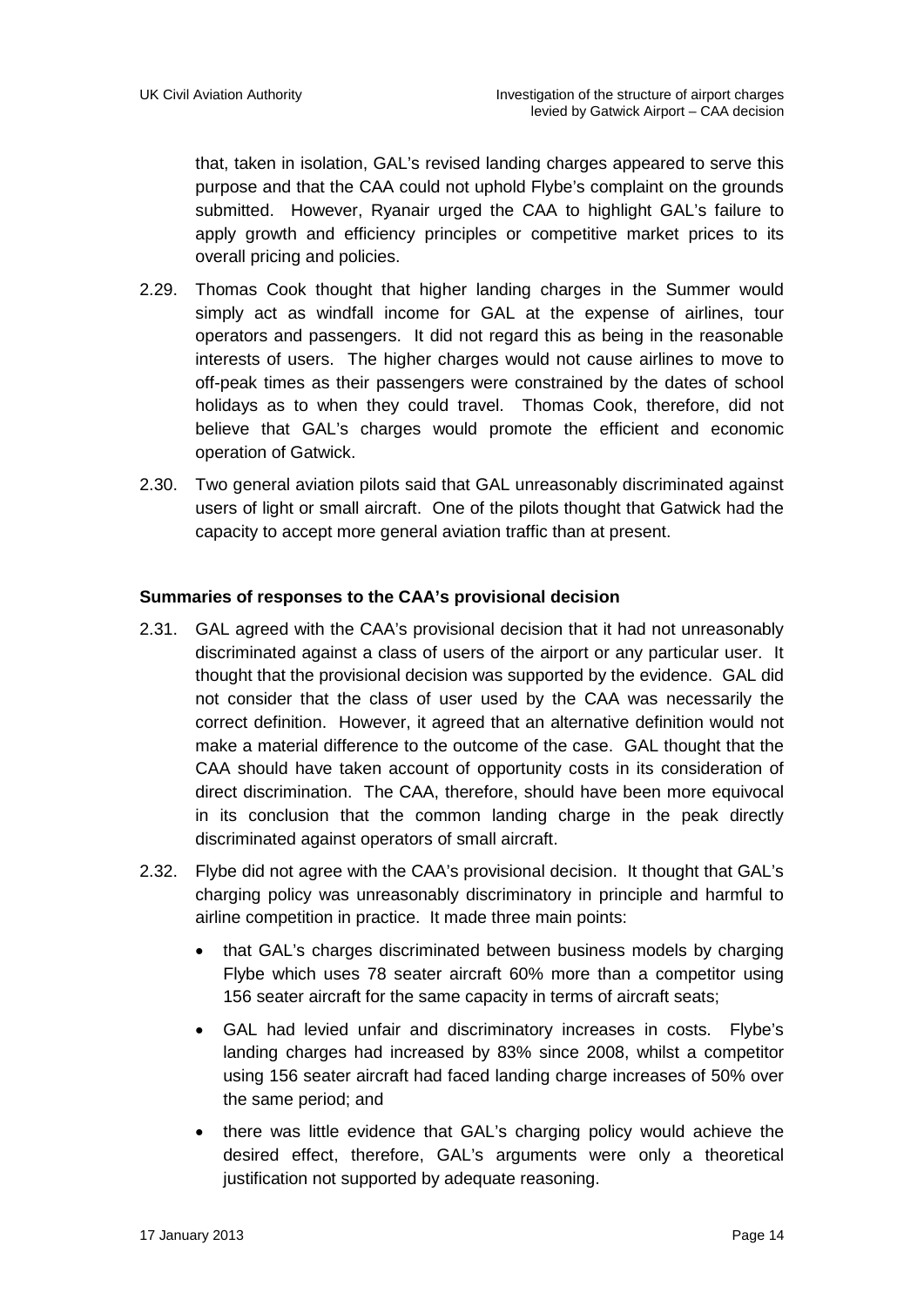that, taken in isolation, GAL's revised landing charges appeared to serve this purpose and that the CAA could not uphold Flybe's complaint on the grounds submitted. However, Ryanair urged the CAA to highlight GAL's failure to apply growth and efficiency principles or competitive market prices to its overall pricing and policies.

2.29. Thomas Cook thought that higher landing charges in the Summer would simply act as windfall income for GAL at the expense of airlines, tour operators and passengers. It did not regard this as being in the reasonable interests of users. The higher charges would not cause airlines to move to off-peak times as their passengers were constrained by the dates of school holidays as to when they could travel. Thomas Cook, therefore, did not believe that GAL's charges would promote the efficient and economic operation of Gatwick.

2.30. Two general aviation pilots said that GAL unreasonably discriminated against users of light or small aircraft. One of the pilots thought that Gatwick had the capacity to accept more general aviation traffic than at present.

**Summaries of responses to the CAA's provisional decision**

2.31. GAL agreed with the CAA's provisional decision that it had not unreasonably discriminated against a class of users of the airport or any particular user. It thought that the provisional decision was supported by the evidence. GAL did not consider that the class of user used by the CAA was necessarily the correct definition. However, it agreed that an alternative definition would not make a material difference to the outcome of the case. GAL thought that the CAA should have taken account of opportunity costs in its consideration of direct discrimination. The CAA, therefore, should have been more equivocal in its conclusion that the common landing charge in the peak directly discriminated against operators of small aircraft.

2.32. Flybe did not agree with the CAA's provisional decision. It thought that GAL's charging policy was unreasonably discriminatory in principle and harmful to airline competition in practice. It made three main points:

- that GAL's charges discriminated between business models by charging Flybe which uses 78 seater aircraft 60% more than a competitor using 156 seater aircraft for the same capacity in terms of aircraft seats;
- GAL had levied unfair and discriminatory increases in costs. Flybe's landing charges had increased by 83% since 2008, whilst a competitor using 156 seater aircraft had faced landing charge increases of 50% over the same period; and
- there was little evidence that GAL's charging policy would achieve the desired effect, therefore, GAL's arguments were only a theoretical justification not supported by adequate reasoning.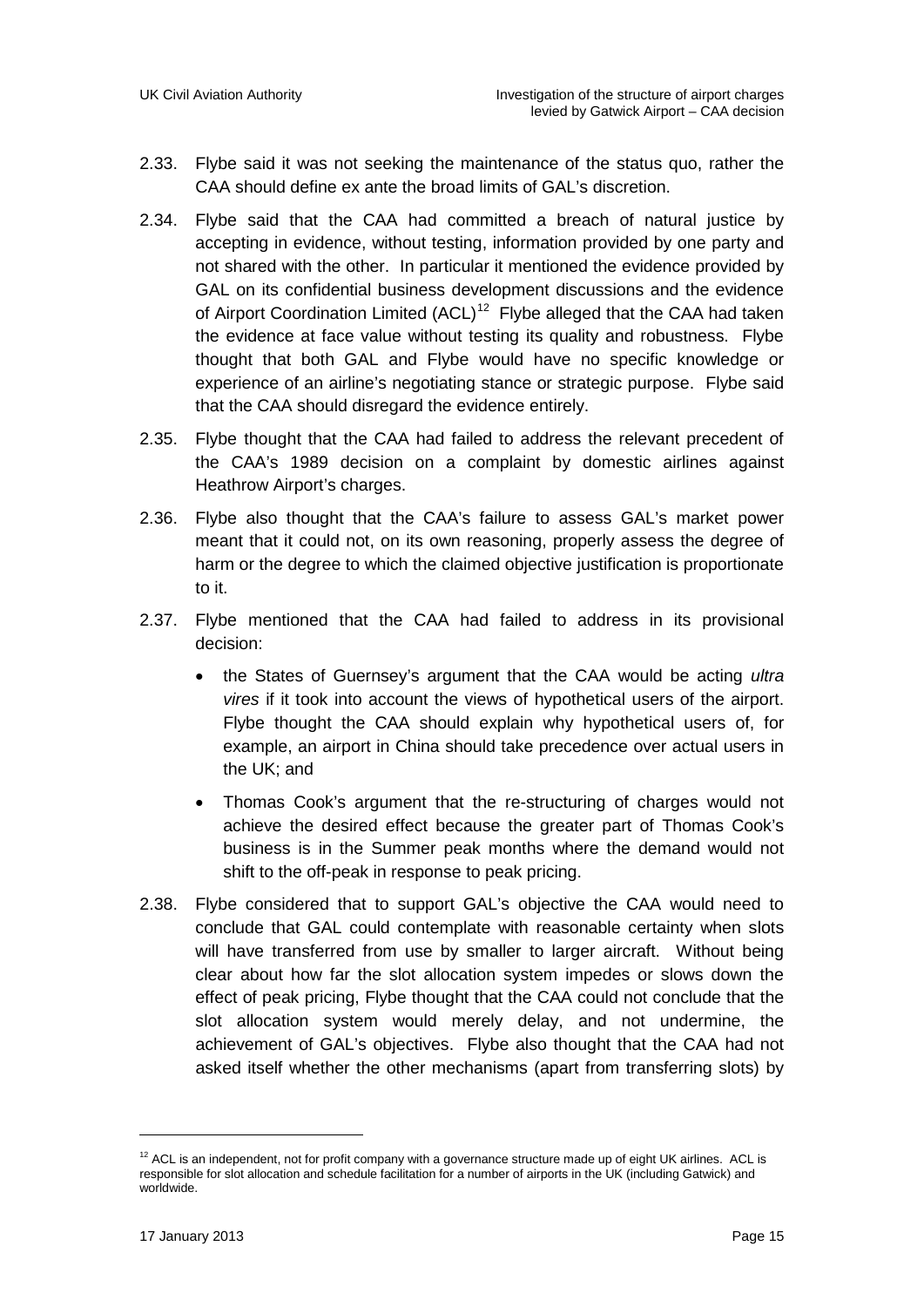2.33. Flybe said it was not seeking the maintenance of the status quo, rather the CAA should define ex ante the broad limits of GAL's discretion.

2.34. Flybe said that the CAA had committed a breach of natural justice by accepting in evidence, without testing, information provided by one party and not shared with the other. In particular it mentioned the evidence provided by GAL on its confidential business development discussions and the evidence of Airport Coordination Limited (ACL)[12] Flybe alleged that the CAA had taken the evidence at face value without testing its quality and robustness. Flybe thought that both GAL and Flybe would have no specific knowledge or experience of an airline's negotiating stance or strategic purpose. Flybe said that the CAA should disregard the evidence entirely.

2.35. Flybe thought that the CAA had failed to address the relevant precedent of the CAA's 1989 decision on a complaint by domestic airlines against Heathrow Airport's charges.

2.36. Flybe also thought that the CAA's failure to assess GAL's market power meant that it could not, on its own reasoning, properly assess the degree of harm or the degree to which the claimed objective justification is proportionate to it.

2.37. Flybe mentioned that the CAA had failed to address in its provisional decision:

- the States of Guernsey's argument that the CAA would be acting *ultra vires* if it took into account the views of hypothetical users of the airport. Flybe thought the CAA should explain why hypothetical users of, for example, an airport in China should take precedence over actual users in the UK; and
- Thomas Cook's argument that the re-structuring of charges would not achieve the desired effect because the greater part of Thomas Cook's business is in the Summer peak months where the demand would not shift to the off-peak in response to peak pricing.

2.38. Flybe considered that to support GAL's objective the CAA would need to conclude that GAL could contemplate with reasonable certainty when slots will have transferred from use by smaller to larger aircraft. Without being clear about how far the slot allocation system impedes or slows down the effect of peak pricing, Flybe thought that the CAA could not conclude that the slot allocation system would merely delay, and not undermine, the achievement of GAL's objectives. Flybe also thought that the CAA had not asked itself whether the other mechanisms (apart from transferring slots) by

---

[12] ACL is an independent, not for profit company with a governance structure made up of eight UK airlines. ACL is responsible for slot allocation and schedule facilitation for a number of airports in the UK (including Gatwick) and worldwide.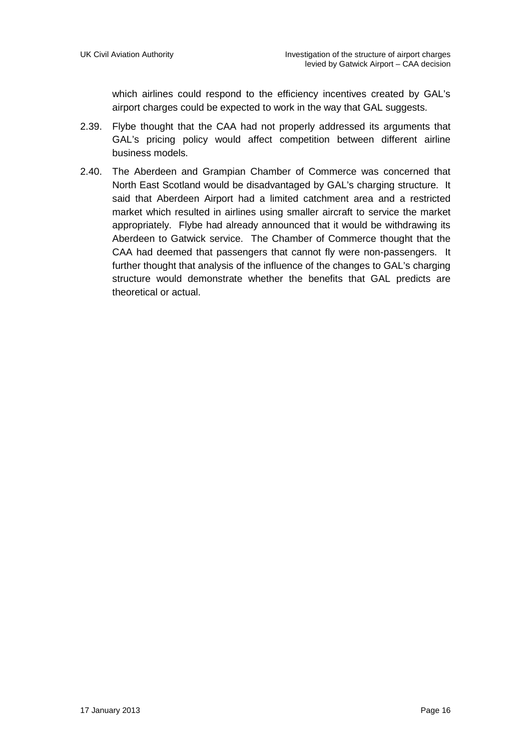which airlines could respond to the efficiency incentives created by GAL's airport charges could be expected to work in the way that GAL suggests.

2.39. Flybe thought that the CAA had not properly addressed its arguments that GAL's pricing policy would affect competition between different airline business models.

2.40. The Aberdeen and Grampian Chamber of Commerce was concerned that North East Scotland would be disadvantaged by GAL's charging structure. It said that Aberdeen Airport had a limited catchment area and a restricted market which resulted in airlines using smaller aircraft to service the market appropriately. Flybe had already announced that it would be withdrawing its Aberdeen to Gatwick service. The Chamber of Commerce thought that the CAA had deemed that passengers that cannot fly were non-passengers. It further thought that analysis of the influence of the changes to GAL's charging structure would demonstrate whether the benefits that GAL predicts are theoretical or actual.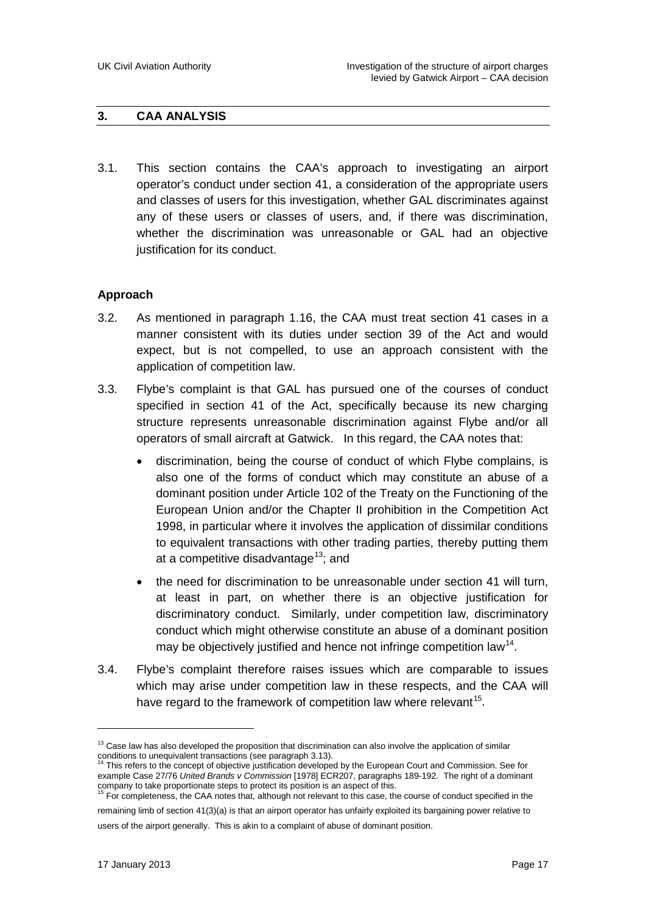## 3. CAA ANALYSIS

3.1. This section contains the CAA's approach to investigating an airport operator's conduct under section 41, a consideration of the appropriate users and classes of users for this investigation, whether GAL discriminates against any of these users or classes of users, and, if there was discrimination, whether the discrimination was unreasonable or GAL had an objective justification for its conduct.

### Approach

3.2. As mentioned in paragraph 1.16, the CAA must treat section 41 cases in a manner consistent with its duties under section 39 of the Act and would expect, but is not compelled, to use an approach consistent with the application of competition law.

3.3. Flybe's complaint is that GAL has pursued one of the courses of conduct specified in section 41 of the Act, specifically because its new charging structure represents unreasonable discrimination against Flybe and/or all operators of small aircraft at Gatwick. In this regard, the CAA notes that:

- discrimination, being the course of conduct of which Flybe complains, is also one of the forms of conduct which may constitute an abuse of a dominant position under Article 102 of the Treaty on the Functioning of the European Union and/or the Chapter II prohibition in the Competition Act 1998, in particular where it involves the application of dissimilar conditions to equivalent transactions with other trading parties, thereby putting them at a competitive disadvantage[13]; and
- the need for discrimination to be unreasonable under section 41 will turn, at least in part, on whether there is an objective justification for discriminatory conduct. Similarly, under competition law, discriminatory conduct which might otherwise constitute an abuse of a dominant position may be objectively justified and hence not infringe competition law[14].

3.4. Flybe's complaint therefore raises issues which are comparable to issues which may arise under competition law in these respects, and the CAA will have regard to the framework of competition law where relevant[15].

---

[13] Case law has also developed the proposition that discrimination can also involve the application of similar conditions to unequivalent transactions (see paragraph 3.13).

[14] This refers to the concept of objective justification developed by the European Court and Commission. See for example Case 27/76 *United Brands v Commission* [1978] ECR207, paragraphs 189-192. The right of a dominant company to take proportionate steps to protect its position is an aspect of this.

[15] For completeness, the CAA notes that, although not relevant to this case, the course of conduct specified in the remaining limb of section 41(3)(a) is that an airport operator has unfairly exploited its bargaining power relative to users of the airport generally. This is akin to a complaint of abuse of dominant position.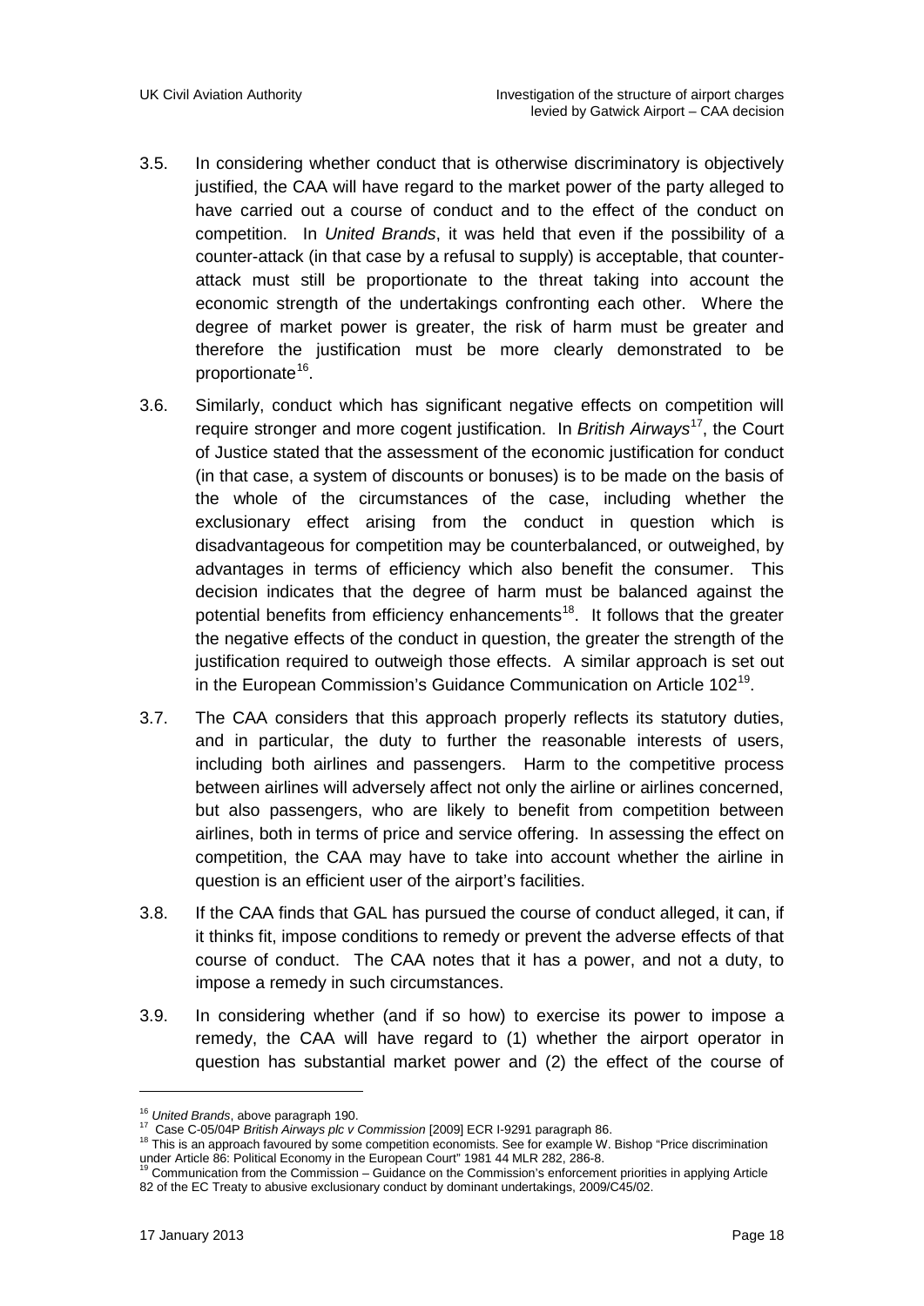3.5. In considering whether conduct that is otherwise discriminatory is objectively justified, the CAA will have regard to the market power of the party alleged to have carried out a course of conduct and to the effect of the conduct on competition. In *United Brands*, it was held that even if the possibility of a counter-attack (in that case by a refusal to supply) is acceptable, that counter-attack must still be proportionate to the threat taking into account the economic strength of the undertakings confronting each other. Where the degree of market power is greater, the risk of harm must be greater and therefore the justification must be more clearly demonstrated to be proportionate[16].

3.6. Similarly, conduct which has significant negative effects on competition will require stronger and more cogent justification. In *British Airways*[17], the Court of Justice stated that the assessment of the economic justification for conduct (in that case, a system of discounts or bonuses) is to be made on the basis of the whole of the circumstances of the case, including whether the exclusionary effect arising from the conduct in question which is disadvantageous for competition may be counterbalanced, or outweighed, by advantages in terms of efficiency which also benefit the consumer. This decision indicates that the degree of harm must be balanced against the potential benefits from efficiency enhancements[18]. It follows that the greater the negative effects of the conduct in question, the greater the strength of the justification required to outweigh those effects. A similar approach is set out in the European Commission's Guidance Communication on Article 102[19].

3.7. The CAA considers that this approach properly reflects its statutory duties, and in particular, the duty to further the reasonable interests of users, including both airlines and passengers. Harm to the competitive process between airlines will adversely affect not only the airline or airlines concerned, but also passengers, who are likely to benefit from competition between airlines, both in terms of price and service offering. In assessing the effect on competition, the CAA may have to take into account whether the airline in question is an efficient user of the airport's facilities.

3.8. If the CAA finds that GAL has pursued the course of conduct alleged, it can, if it thinks fit, impose conditions to remedy or prevent the adverse effects of that course of conduct. The CAA notes that it has a power, and not a duty, to impose a remedy in such circumstances.

3.9. In considering whether (and if so how) to exercise its power to impose a remedy, the CAA will have regard to (1) whether the airport operator in question has substantial market power and (2) the effect of the course of

---

[16] *United Brands*, above paragraph 190.

[17] Case C-05/04P *British Airways plc v Commission* [2009] ECR I-9291 paragraph 86.

[18] This is an approach favoured by some competition economists. See for example W. Bishop "Price discrimination under Article 86: Political Economy in the European Court" 1981 44 MLR 282, 286-8.

[19] Communication from the Commission – Guidance on the Commission's enforcement priorities in applying Article 82 of the EC Treaty to abusive exclusionary conduct by dominant undertakings, 2009/C45/02.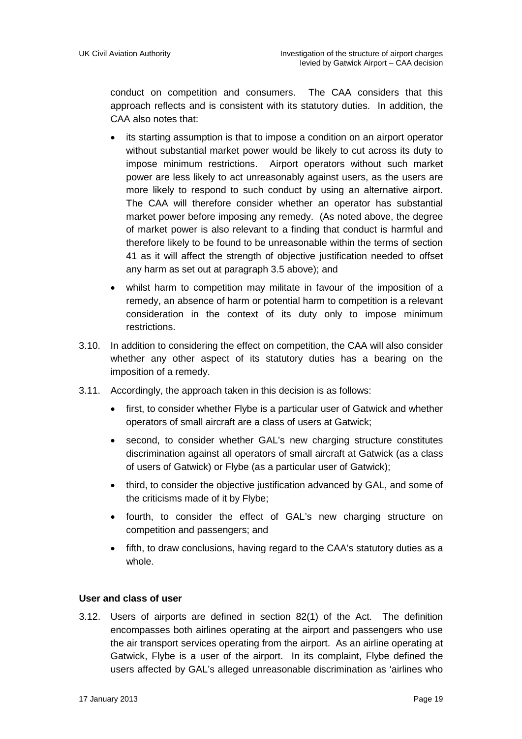conduct on competition and consumers. The CAA considers that this approach reflects and is consistent with its statutory duties. In addition, the CAA also notes that:

- its starting assumption is that to impose a condition on an airport operator without substantial market power would be likely to cut across its duty to impose minimum restrictions. Airport operators without such market power are less likely to act unreasonably against users, as the users are more likely to respond to such conduct by using an alternative airport. The CAA will therefore consider whether an operator has substantial market power before imposing any remedy. (As noted above, the degree of market power is also relevant to a finding that conduct is harmful and therefore likely to be found to be unreasonable within the terms of section 41 as it will affect the strength of objective justification needed to offset any harm as set out at paragraph 3.5 above); and
- whilst harm to competition may militate in favour of the imposition of a remedy, an absence of harm or potential harm to competition is a relevant consideration in the context of its duty only to impose minimum restrictions.

3.10. In addition to considering the effect on competition, the CAA will also consider whether any other aspect of its statutory duties has a bearing on the imposition of a remedy.

3.11. Accordingly, the approach taken in this decision is as follows:

- first, to consider whether Flybe is a particular user of Gatwick and whether operators of small aircraft are a class of users at Gatwick;
- second, to consider whether GAL's new charging structure constitutes discrimination against all operators of small aircraft at Gatwick (as a class of users of Gatwick) or Flybe (as a particular user of Gatwick);
- third, to consider the objective justification advanced by GAL, and some of the criticisms made of it by Flybe;
- fourth, to consider the effect of GAL's new charging structure on competition and passengers; and
- fifth, to draw conclusions, having regard to the CAA's statutory duties as a whole.

**User and class of user**

3.12. Users of airports are defined in section 82(1) of the Act. The definition encompasses both airlines operating at the airport and passengers who use the air transport services operating from the airport. As an airline operating at Gatwick, Flybe is a user of the airport. In its complaint, Flybe defined the users affected by GAL's alleged unreasonable discrimination as 'airlines who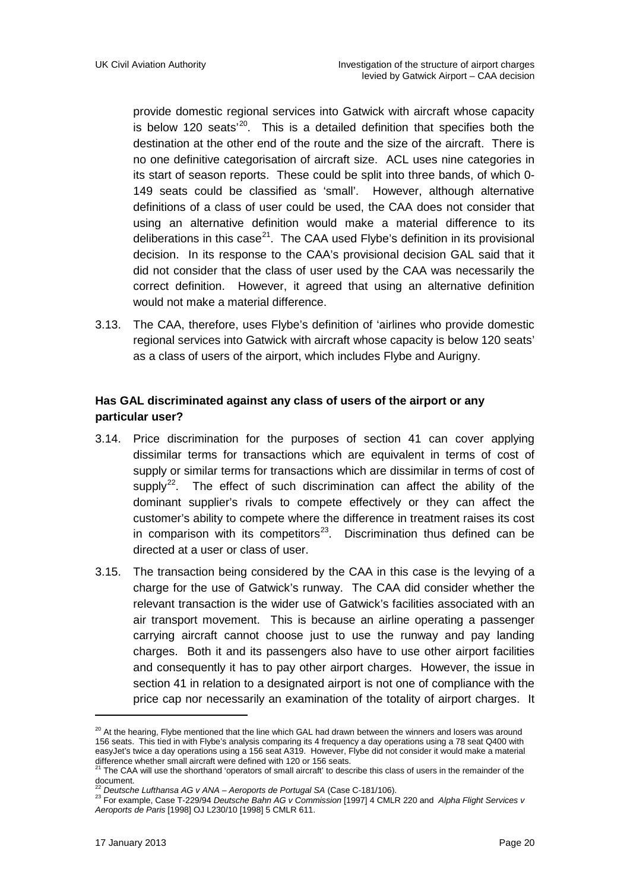provide domestic regional services into Gatwick with aircraft whose capacity is below 120 seats'[20]. This is a detailed definition that specifies both the destination at the other end of the route and the size of the aircraft. There is no one definitive categorisation of aircraft size. ACL uses nine categories in its start of season reports. These could be split into three bands, of which 0-149 seats could be classified as 'small'. However, although alternative definitions of a class of user could be used, the CAA does not consider that using an alternative definition would make a material difference to its deliberations in this case[21]. The CAA used Flybe's definition in its provisional decision. In its response to the CAA's provisional decision GAL said that it did not consider that the class of user used by the CAA was necessarily the correct definition. However, it agreed that using an alternative definition would not make a material difference.

3.13. The CAA, therefore, uses Flybe's definition of 'airlines who provide domestic regional services into Gatwick with aircraft whose capacity is below 120 seats' as a class of users of the airport, which includes Flybe and Aurigny.

**Has GAL discriminated against any class of users of the airport or any particular user?**

3.14. Price discrimination for the purposes of section 41 can cover applying dissimilar terms for transactions which are equivalent in terms of cost of supply or similar terms for transactions which are dissimilar in terms of cost of supply[22]. The effect of such discrimination can affect the ability of the dominant supplier's rivals to compete effectively or they can affect the customer's ability to compete where the difference in treatment raises its cost in comparison with its competitors[23]. Discrimination thus defined can be directed at a user or class of user.

3.15. The transaction being considered by the CAA in this case is the levying of a charge for the use of Gatwick's runway. The CAA did consider whether the relevant transaction is the wider use of Gatwick's facilities associated with an air transport movement. This is because an airline operating a passenger carrying aircraft cannot choose just to use the runway and pay landing charges. Both it and its passengers also have to use other airport facilities and consequently it has to pay other airport charges. However, the issue in section 41 in relation to a designated airport is not one of compliance with the price cap nor necessarily an examination of the totality of airport charges. It

---

[20] At the hearing, Flybe mentioned that the line which GAL had drawn between the winners and losers was around 156 seats. This tied in with Flybe's analysis comparing its 4 frequency a day operations using a 78 seat Q400 with easyJet's twice a day operations using a 156 seat A319. However, Flybe did not consider it would make a material difference whether small aircraft were defined with 120 or 156 seats.

[21] The CAA will use the shorthand 'operators of small aircraft' to describe this class of users in the remainder of the document.

[22] *Deutsche Lufthansa AG v ANA – Aeroports de Portugal SA* (Case C-181/106).

[23] For example, Case T-229/94 *Deutsche Bahn AG v Commission* [1997] 4 CMLR 220 and *Alpha Flight Services v Aeroports de Paris* [1998] OJ L230/10 [1998] 5 CMLR 611.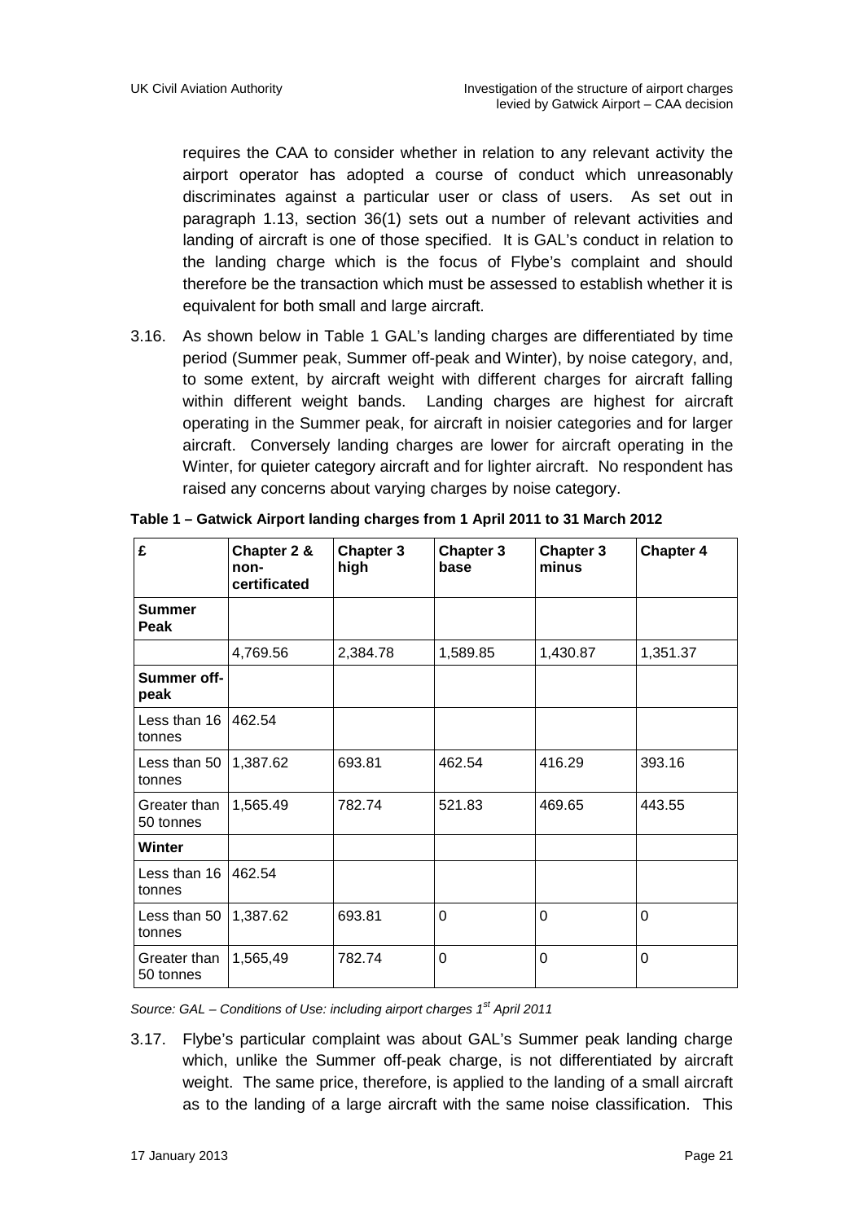requires the CAA to consider whether in relation to any relevant activity the airport operator has adopted a course of conduct which unreasonably discriminates against a particular user or class of users. As set out in paragraph 1.13, section 36(1) sets out a number of relevant activities and landing of aircraft is one of those specified. It is GAL's conduct in relation to the landing charge which is the focus of Flybe's complaint and should therefore be the transaction which must be assessed to establish whether it is equivalent for both small and large aircraft.

3.16. As shown below in Table 1 GAL's landing charges are differentiated by time period (Summer peak, Summer off-peak and Winter), by noise category, and, to some extent, by aircraft weight with different charges for aircraft falling within different weight bands. Landing charges are highest for aircraft operating in the Summer peak, for aircraft in noisier categories and for larger aircraft. Conversely landing charges are lower for aircraft operating in the Winter, for quieter category aircraft and for lighter aircraft. No respondent has raised any concerns about varying charges by noise category.

**Table 1 – Gatwick Airport landing charges from 1 April 2011 to 31 March 2012**

| £ | Chapter 2 & non-certificated | Chapter 3 high | Chapter 3 base | Chapter 3 minus | Chapter 4 |
|---|---|---|---|---|---|
| **Summer Peak** | | | | | |
| | 4,769.56 | 2,384.78 | 1,589.85 | 1,430.87 | 1,351.37 |
| **Summer off-peak** | | | | | |
| Less than 16 tonnes | 462.54 | | | | |
| Less than 50 tonnes | 1,387.62 | 693.81 | 462.54 | 416.29 | 393.16 |
| Greater than 50 tonnes | 1,565.49 | 782.74 | 521.83 | 469.65 | 443.55 |
| **Winter** | | | | | |
| Less than 16 tonnes | 462.54 | | | | |
| Less than 50 tonnes | 1,387.62 | 693.81 | 0 | 0 | 0 |
| Greater than 50 tonnes | 1,565,49 | 782.74 | 0 | 0 | 0 |

*Source: GAL – Conditions of Use: including airport charges 1st April 2011*

3.17. Flybe's particular complaint was about GAL's Summer peak landing charge which, unlike the Summer off-peak charge, is not differentiated by aircraft weight. The same price, therefore, is applied to the landing of a small aircraft as to the landing of a large aircraft with the same noise classification. This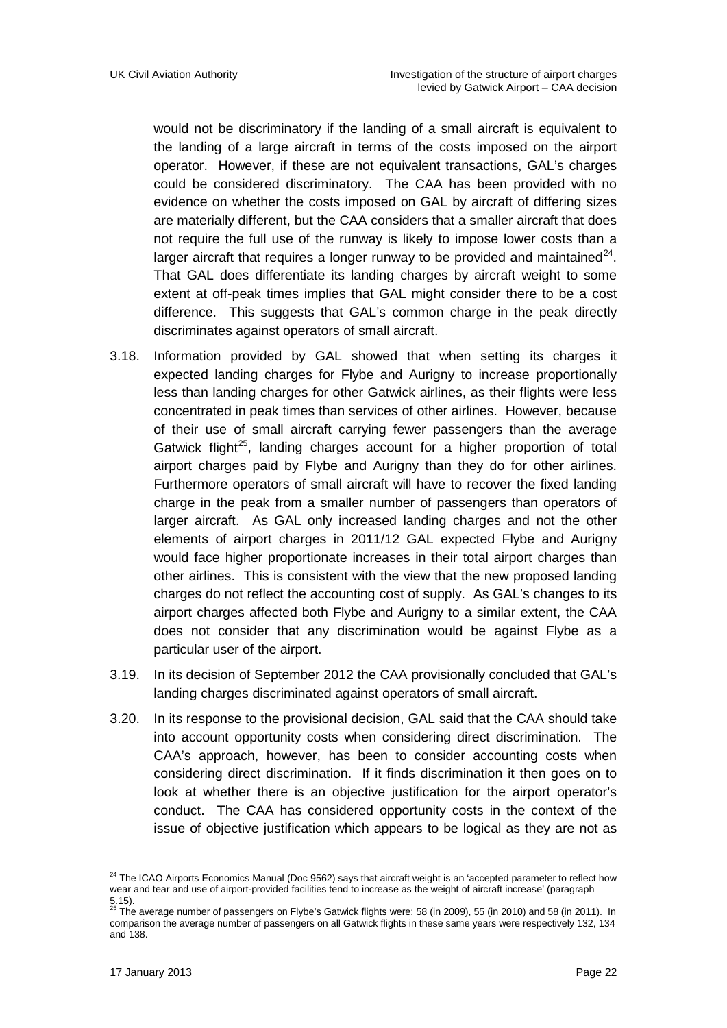would not be discriminatory if the landing of a small aircraft is equivalent to the landing of a large aircraft in terms of the costs imposed on the airport operator. However, if these are not equivalent transactions, GAL's charges could be considered discriminatory. The CAA has been provided with no evidence on whether the costs imposed on GAL by aircraft of differing sizes are materially different, but the CAA considers that a smaller aircraft that does not require the full use of the runway is likely to impose lower costs than a larger aircraft that requires a longer runway to be provided and maintained[24]. That GAL does differentiate its landing charges by aircraft weight to some extent at off-peak times implies that GAL might consider there to be a cost difference. This suggests that GAL's common charge in the peak directly discriminates against operators of small aircraft.

3.18. Information provided by GAL showed that when setting its charges it expected landing charges for Flybe and Aurigny to increase proportionally less than landing charges for other Gatwick airlines, as their flights were less concentrated in peak times than services of other airlines. However, because of their use of small aircraft carrying fewer passengers than the average Gatwick flight[25], landing charges account for a higher proportion of total airport charges paid by Flybe and Aurigny than they do for other airlines. Furthermore operators of small aircraft will have to recover the fixed landing charge in the peak from a smaller number of passengers than operators of larger aircraft. As GAL only increased landing charges and not the other elements of airport charges in 2011/12 GAL expected Flybe and Aurigny would face higher proportionate increases in their total airport charges than other airlines. This is consistent with the view that the new proposed landing charges do not reflect the accounting cost of supply. As GAL's changes to its airport charges affected both Flybe and Aurigny to a similar extent, the CAA does not consider that any discrimination would be against Flybe as a particular user of the airport.

3.19. In its decision of September 2012 the CAA provisionally concluded that GAL's landing charges discriminated against operators of small aircraft.

3.20. In its response to the provisional decision, GAL said that the CAA should take into account opportunity costs when considering direct discrimination. The CAA's approach, however, has been to consider accounting costs when considering direct discrimination. If it finds discrimination it then goes on to look at whether there is an objective justification for the airport operator's conduct. The CAA has considered opportunity costs in the context of the issue of objective justification which appears to be logical as they are not as

---

[24] The ICAO Airports Economics Manual (Doc 9562) says that aircraft weight is an 'accepted parameter to reflect how wear and tear and use of airport-provided facilities tend to increase as the weight of aircraft increase' (paragraph 5.15).

[25] The average number of passengers on Flybe's Gatwick flights were: 58 (in 2009), 55 (in 2010) and 58 (in 2011). In comparison the average number of passengers on all Gatwick flights in these same years were respectively 132, 134 and 138.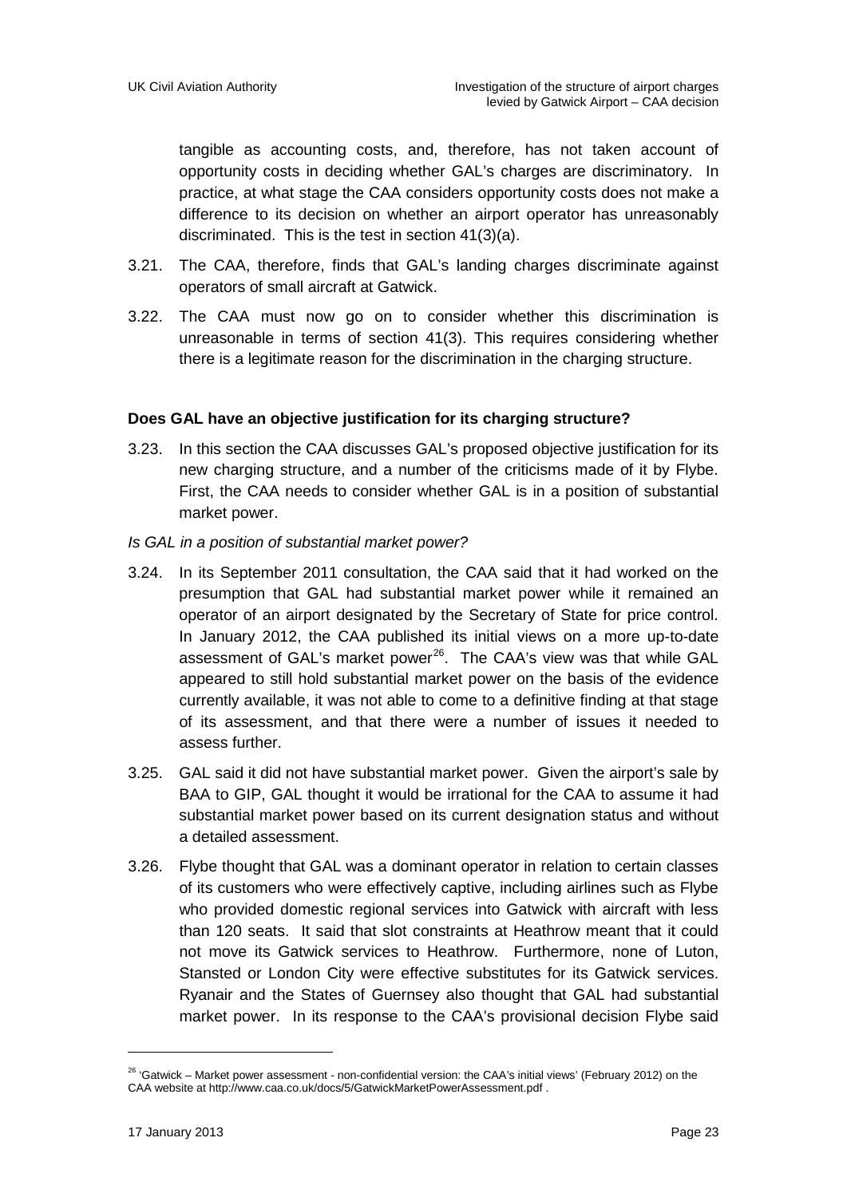tangible as accounting costs, and, therefore, has not taken account of opportunity costs in deciding whether GAL's charges are discriminatory. In practice, at what stage the CAA considers opportunity costs does not make a difference to its decision on whether an airport operator has unreasonably discriminated. This is the test in section 41(3)(a).

3.21. The CAA, therefore, finds that GAL's landing charges discriminate against operators of small aircraft at Gatwick.

3.22. The CAA must now go on to consider whether this discrimination is unreasonable in terms of section 41(3). This requires considering whether there is a legitimate reason for the discrimination in the charging structure.

### Does GAL have an objective justification for its charging structure?

3.23. In this section the CAA discusses GAL's proposed objective justification for its new charging structure, and a number of the criticisms made of it by Flybe. First, the CAA needs to consider whether GAL is in a position of substantial market power.

*Is GAL in a position of substantial market power?*

3.24. In its September 2011 consultation, the CAA said that it had worked on the presumption that GAL had substantial market power while it remained an operator of an airport designated by the Secretary of State for price control. In January 2012, the CAA published its initial views on a more up-to-date assessment of GAL's market power[26]. The CAA's view was that while GAL appeared to still hold substantial market power on the basis of the evidence currently available, it was not able to come to a definitive finding at that stage of its assessment, and that there were a number of issues it needed to assess further.

3.25. GAL said it did not have substantial market power. Given the airport's sale by BAA to GIP, GAL thought it would be irrational for the CAA to assume it had substantial market power based on its current designation status and without a detailed assessment.

3.26. Flybe thought that GAL was a dominant operator in relation to certain classes of its customers who were effectively captive, including airlines such as Flybe who provided domestic regional services into Gatwick with aircraft with less than 120 seats. It said that slot constraints at Heathrow meant that it could not move its Gatwick services to Heathrow. Furthermore, none of Luton, Stansted or London City were effective substitutes for its Gatwick services. Ryanair and the States of Guernsey also thought that GAL had substantial market power. In its response to the CAA's provisional decision Flybe said

[26] 'Gatwick – Market power assessment - non-confidential version: the CAA's initial views' (February 2012) on the CAA website at http://www.caa.co.uk/docs/5/GatwickMarketPowerAssessment.pdf .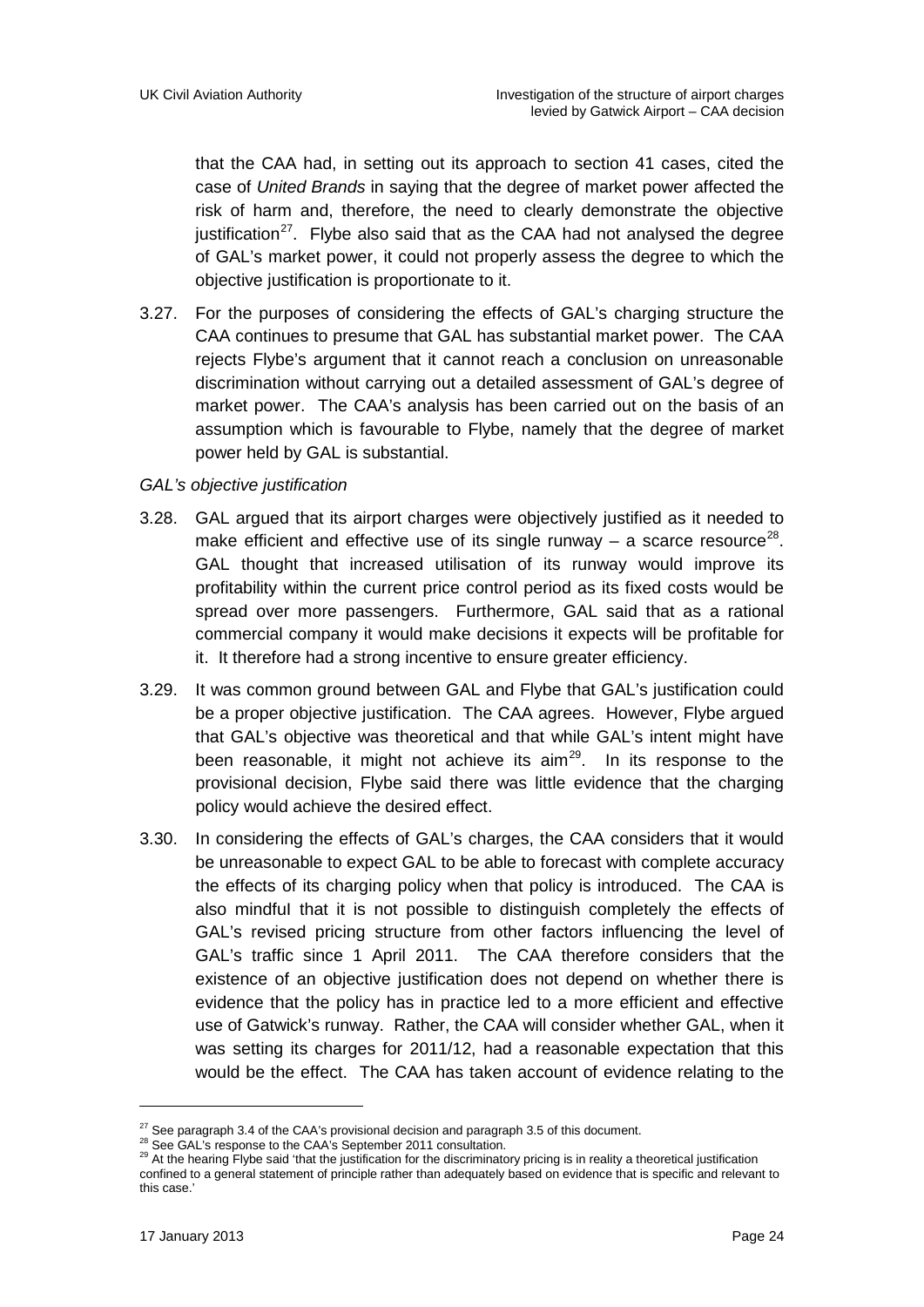that the CAA had, in setting out its approach to section 41 cases, cited the case of *United Brands* in saying that the degree of market power affected the risk of harm and, therefore, the need to clearly demonstrate the objective justification[27]. Flybe also said that as the CAA had not analysed the degree of GAL's market power, it could not properly assess the degree to which the objective justification is proportionate to it.

3.27. For the purposes of considering the effects of GAL's charging structure the CAA continues to presume that GAL has substantial market power. The CAA rejects Flybe's argument that it cannot reach a conclusion on unreasonable discrimination without carrying out a detailed assessment of GAL's degree of market power. The CAA's analysis has been carried out on the basis of an assumption which is favourable to Flybe, namely that the degree of market power held by GAL is substantial.

*GAL's objective justification*

3.28. GAL argued that its airport charges were objectively justified as it needed to make efficient and effective use of its single runway – a scarce resource[28]. GAL thought that increased utilisation of its runway would improve its profitability within the current price control period as its fixed costs would be spread over more passengers. Furthermore, GAL said that as a rational commercial company it would make decisions it expects will be profitable for it. It therefore had a strong incentive to ensure greater efficiency.

3.29. It was common ground between GAL and Flybe that GAL's justification could be a proper objective justification. The CAA agrees. However, Flybe argued that GAL's objective was theoretical and that while GAL's intent might have been reasonable, it might not achieve its aim[29]. In its response to the provisional decision, Flybe said there was little evidence that the charging policy would achieve the desired effect.

3.30. In considering the effects of GAL's charges, the CAA considers that it would be unreasonable to expect GAL to be able to forecast with complete accuracy the effects of its charging policy when that policy is introduced. The CAA is also mindful that it is not possible to distinguish completely the effects of GAL's revised pricing structure from other factors influencing the level of GAL's traffic since 1 April 2011. The CAA therefore considers that the existence of an objective justification does not depend on whether there is evidence that the policy has in practice led to a more efficient and effective use of Gatwick's runway. Rather, the CAA will consider whether GAL, when it was setting its charges for 2011/12, had a reasonable expectation that this would be the effect. The CAA has taken account of evidence relating to the

---

[27] See paragraph 3.4 of the CAA's provisional decision and paragraph 3.5 of this document.

[28] See GAL's response to the CAA's September 2011 consultation.

[29] At the hearing Flybe said 'that the justification for the discriminatory pricing is in reality a theoretical justification confined to a general statement of principle rather than adequately based on evidence that is specific and relevant to this case.'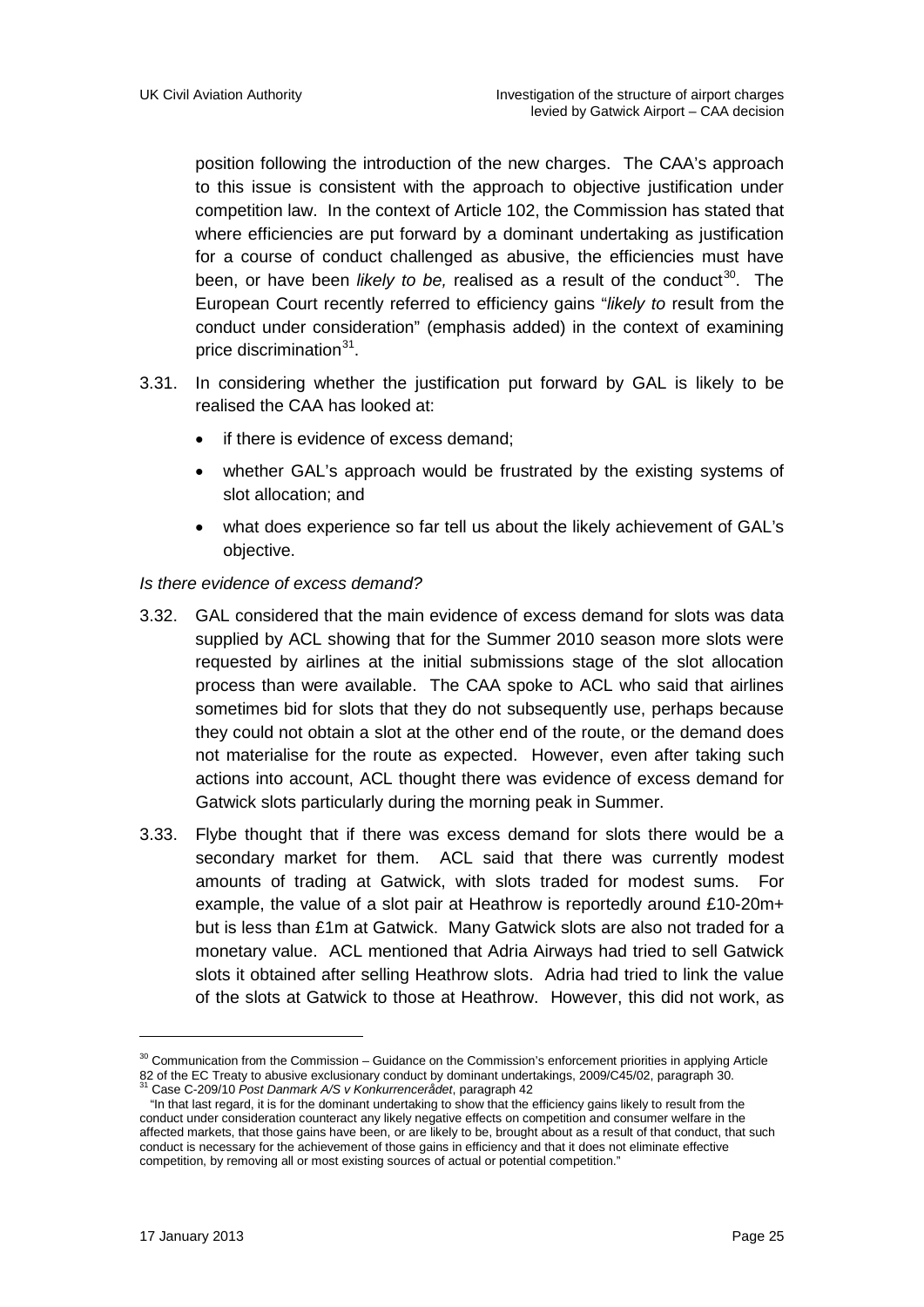position following the introduction of the new charges. The CAA's approach to this issue is consistent with the approach to objective justification under competition law. In the context of Article 102, the Commission has stated that where efficiencies are put forward by a dominant undertaking as justification for a course of conduct challenged as abusive, the efficiencies must have been, or have been *likely to be,* realised as a result of the conduct[30]. The European Court recently referred to efficiency gains "*likely to* result from the conduct under consideration" (emphasis added) in the context of examining price discrimination[31].

3.31. In considering whether the justification put forward by GAL is likely to be realised the CAA has looked at:

- if there is evidence of excess demand;
- whether GAL's approach would be frustrated by the existing systems of slot allocation; and
- what does experience so far tell us about the likely achievement of GAL's objective.

*Is there evidence of excess demand?*

3.32. GAL considered that the main evidence of excess demand for slots was data supplied by ACL showing that for the Summer 2010 season more slots were requested by airlines at the initial submissions stage of the slot allocation process than were available. The CAA spoke to ACL who said that airlines sometimes bid for slots that they do not subsequently use, perhaps because they could not obtain a slot at the other end of the route, or the demand does not materialise for the route as expected. However, even after taking such actions into account, ACL thought there was evidence of excess demand for Gatwick slots particularly during the morning peak in Summer.

3.33. Flybe thought that if there was excess demand for slots there would be a secondary market for them. ACL said that there was currently modest amounts of trading at Gatwick, with slots traded for modest sums. For example, the value of a slot pair at Heathrow is reportedly around £10-20m+ but is less than £1m at Gatwick. Many Gatwick slots are also not traded for a monetary value. ACL mentioned that Adria Airways had tried to sell Gatwick slots it obtained after selling Heathrow slots. Adria had tried to link the value of the slots at Gatwick to those at Heathrow. However, this did not work, as

---

[30] Communication from the Commission – Guidance on the Commission's enforcement priorities in applying Article 82 of the EC Treaty to abusive exclusionary conduct by dominant undertakings, 2009/C45/02, paragraph 30.

[31] Case C-209/10 *Post Danmark A/S v Konkurrencerådet*, paragraph 42

"In that last regard, it is for the dominant undertaking to show that the efficiency gains likely to result from the conduct under consideration counteract any likely negative effects on competition and consumer welfare in the affected markets, that those gains have been, or are likely to be, brought about as a result of that conduct, that such conduct is necessary for the achievement of those gains in efficiency and that it does not eliminate effective competition, by removing all or most existing sources of actual or potential competition."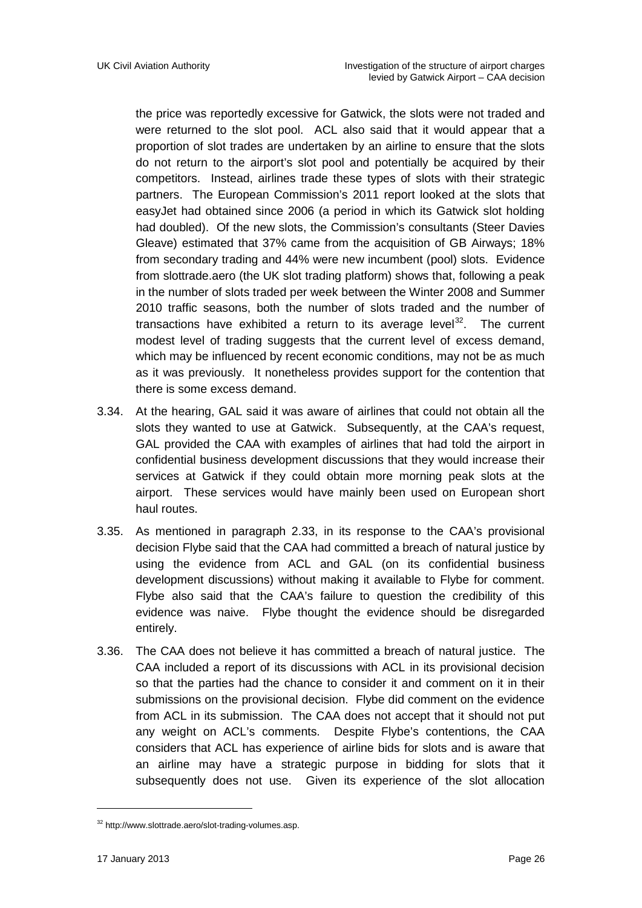the price was reportedly excessive for Gatwick, the slots were not traded and were returned to the slot pool. ACL also said that it would appear that a proportion of slot trades are undertaken by an airline to ensure that the slots do not return to the airport's slot pool and potentially be acquired by their competitors. Instead, airlines trade these types of slots with their strategic partners. The European Commission's 2011 report looked at the slots that easyJet had obtained since 2006 (a period in which its Gatwick slot holding had doubled). Of the new slots, the Commission's consultants (Steer Davies Gleave) estimated that 37% came from the acquisition of GB Airways; 18% from secondary trading and 44% were new incumbent (pool) slots. Evidence from slottrade.aero (the UK slot trading platform) shows that, following a peak in the number of slots traded per week between the Winter 2008 and Summer 2010 traffic seasons, both the number of slots traded and the number of transactions have exhibited a return to its average level[32]. The current modest level of trading suggests that the current level of excess demand, which may be influenced by recent economic conditions, may not be as much as it was previously. It nonetheless provides support for the contention that there is some excess demand.

3.34. At the hearing, GAL said it was aware of airlines that could not obtain all the slots they wanted to use at Gatwick. Subsequently, at the CAA's request, GAL provided the CAA with examples of airlines that had told the airport in confidential business development discussions that they would increase their services at Gatwick if they could obtain more morning peak slots at the airport. These services would have mainly been used on European short haul routes.

3.35. As mentioned in paragraph 2.33, in its response to the CAA's provisional decision Flybe said that the CAA had committed a breach of natural justice by using the evidence from ACL and GAL (on its confidential business development discussions) without making it available to Flybe for comment. Flybe also said that the CAA's failure to question the credibility of this evidence was naive. Flybe thought the evidence should be disregarded entirely.

3.36. The CAA does not believe it has committed a breach of natural justice. The CAA included a report of its discussions with ACL in its provisional decision so that the parties had the chance to consider it and comment on it in their submissions on the provisional decision. Flybe did comment on the evidence from ACL in its submission. The CAA does not accept that it should not put any weight on ACL's comments. Despite Flybe's contentions, the CAA considers that ACL has experience of airline bids for slots and is aware that an airline may have a strategic purpose in bidding for slots that it subsequently does not use. Given its experience of the slot allocation

[32] http://www.slottrade.aero/slot-trading-volumes.asp.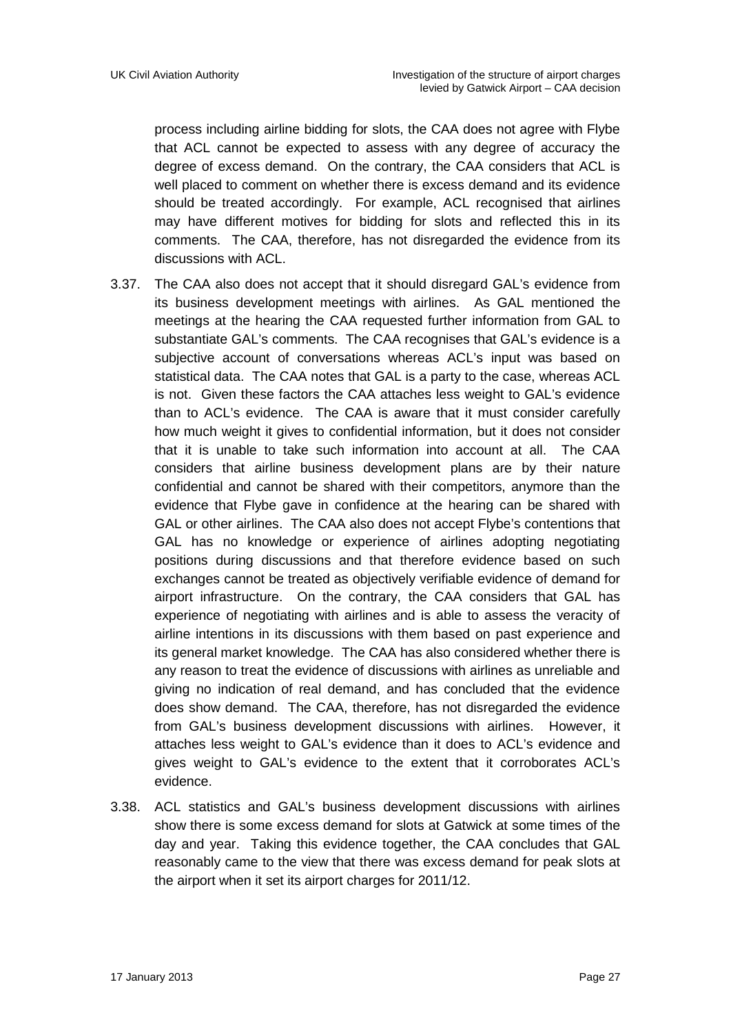process including airline bidding for slots, the CAA does not agree with Flybe that ACL cannot be expected to assess with any degree of accuracy the degree of excess demand. On the contrary, the CAA considers that ACL is well placed to comment on whether there is excess demand and its evidence should be treated accordingly. For example, ACL recognised that airlines may have different motives for bidding for slots and reflected this in its comments. The CAA, therefore, has not disregarded the evidence from its discussions with ACL.

3.37. The CAA also does not accept that it should disregard GAL's evidence from its business development meetings with airlines. As GAL mentioned the meetings at the hearing the CAA requested further information from GAL to substantiate GAL's comments. The CAA recognises that GAL's evidence is a subjective account of conversations whereas ACL's input was based on statistical data. The CAA notes that GAL is a party to the case, whereas ACL is not. Given these factors the CAA attaches less weight to GAL's evidence than to ACL's evidence. The CAA is aware that it must consider carefully how much weight it gives to confidential information, but it does not consider that it is unable to take such information into account at all. The CAA considers that airline business development plans are by their nature confidential and cannot be shared with their competitors, anymore than the evidence that Flybe gave in confidence at the hearing can be shared with GAL or other airlines. The CAA also does not accept Flybe's contentions that GAL has no knowledge or experience of airlines adopting negotiating positions during discussions and that therefore evidence based on such exchanges cannot be treated as objectively verifiable evidence of demand for airport infrastructure. On the contrary, the CAA considers that GAL has experience of negotiating with airlines and is able to assess the veracity of airline intentions in its discussions with them based on past experience and its general market knowledge. The CAA has also considered whether there is any reason to treat the evidence of discussions with airlines as unreliable and giving no indication of real demand, and has concluded that the evidence does show demand. The CAA, therefore, has not disregarded the evidence from GAL's business development discussions with airlines. However, it attaches less weight to GAL's evidence than it does to ACL's evidence and gives weight to GAL's evidence to the extent that it corroborates ACL's evidence.

3.38. ACL statistics and GAL's business development discussions with airlines show there is some excess demand for slots at Gatwick at some times of the day and year. Taking this evidence together, the CAA concludes that GAL reasonably came to the view that there was excess demand for peak slots at the airport when it set its airport charges for 2011/12.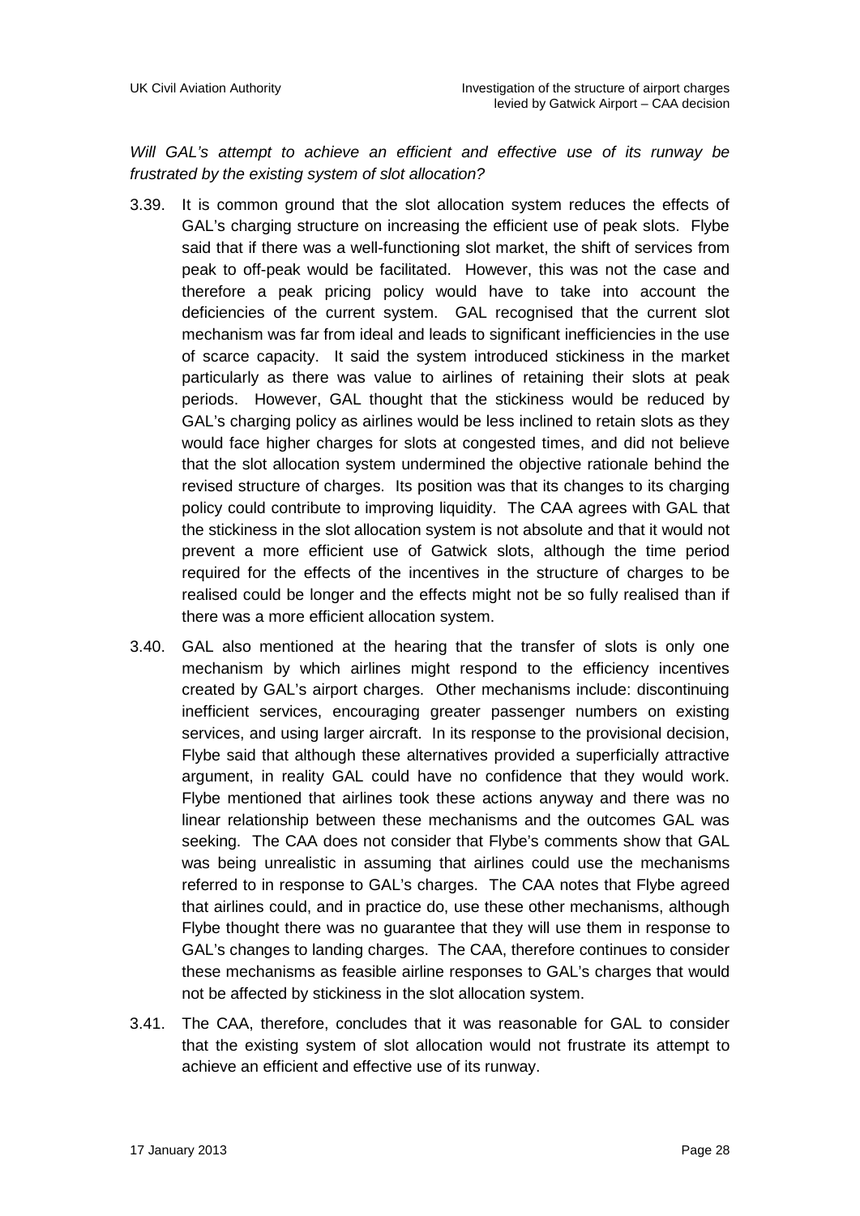*Will GAL's attempt to achieve an efficient and effective use of its runway be frustrated by the existing system of slot allocation?*

3.39. It is common ground that the slot allocation system reduces the effects of GAL's charging structure on increasing the efficient use of peak slots. Flybe said that if there was a well-functioning slot market, the shift of services from peak to off-peak would be facilitated. However, this was not the case and therefore a peak pricing policy would have to take into account the deficiencies of the current system. GAL recognised that the current slot mechanism was far from ideal and leads to significant inefficiencies in the use of scarce capacity. It said the system introduced stickiness in the market particularly as there was value to airlines of retaining their slots at peak periods. However, GAL thought that the stickiness would be reduced by GAL's charging policy as airlines would be less inclined to retain slots as they would face higher charges for slots at congested times, and did not believe that the slot allocation system undermined the objective rationale behind the revised structure of charges. Its position was that its changes to its charging policy could contribute to improving liquidity. The CAA agrees with GAL that the stickiness in the slot allocation system is not absolute and that it would not prevent a more efficient use of Gatwick slots, although the time period required for the effects of the incentives in the structure of charges to be realised could be longer and the effects might not be so fully realised than if there was a more efficient allocation system.

3.40. GAL also mentioned at the hearing that the transfer of slots is only one mechanism by which airlines might respond to the efficiency incentives created by GAL's airport charges. Other mechanisms include: discontinuing inefficient services, encouraging greater passenger numbers on existing services, and using larger aircraft. In its response to the provisional decision, Flybe said that although these alternatives provided a superficially attractive argument, in reality GAL could have no confidence that they would work. Flybe mentioned that airlines took these actions anyway and there was no linear relationship between these mechanisms and the outcomes GAL was seeking. The CAA does not consider that Flybe's comments show that GAL was being unrealistic in assuming that airlines could use the mechanisms referred to in response to GAL's charges. The CAA notes that Flybe agreed that airlines could, and in practice do, use these other mechanisms, although Flybe thought there was no guarantee that they will use them in response to GAL's changes to landing charges. The CAA, therefore continues to consider these mechanisms as feasible airline responses to GAL's charges that would not be affected by stickiness in the slot allocation system.

3.41. The CAA, therefore, concludes that it was reasonable for GAL to consider that the existing system of slot allocation would not frustrate its attempt to achieve an efficient and effective use of its runway.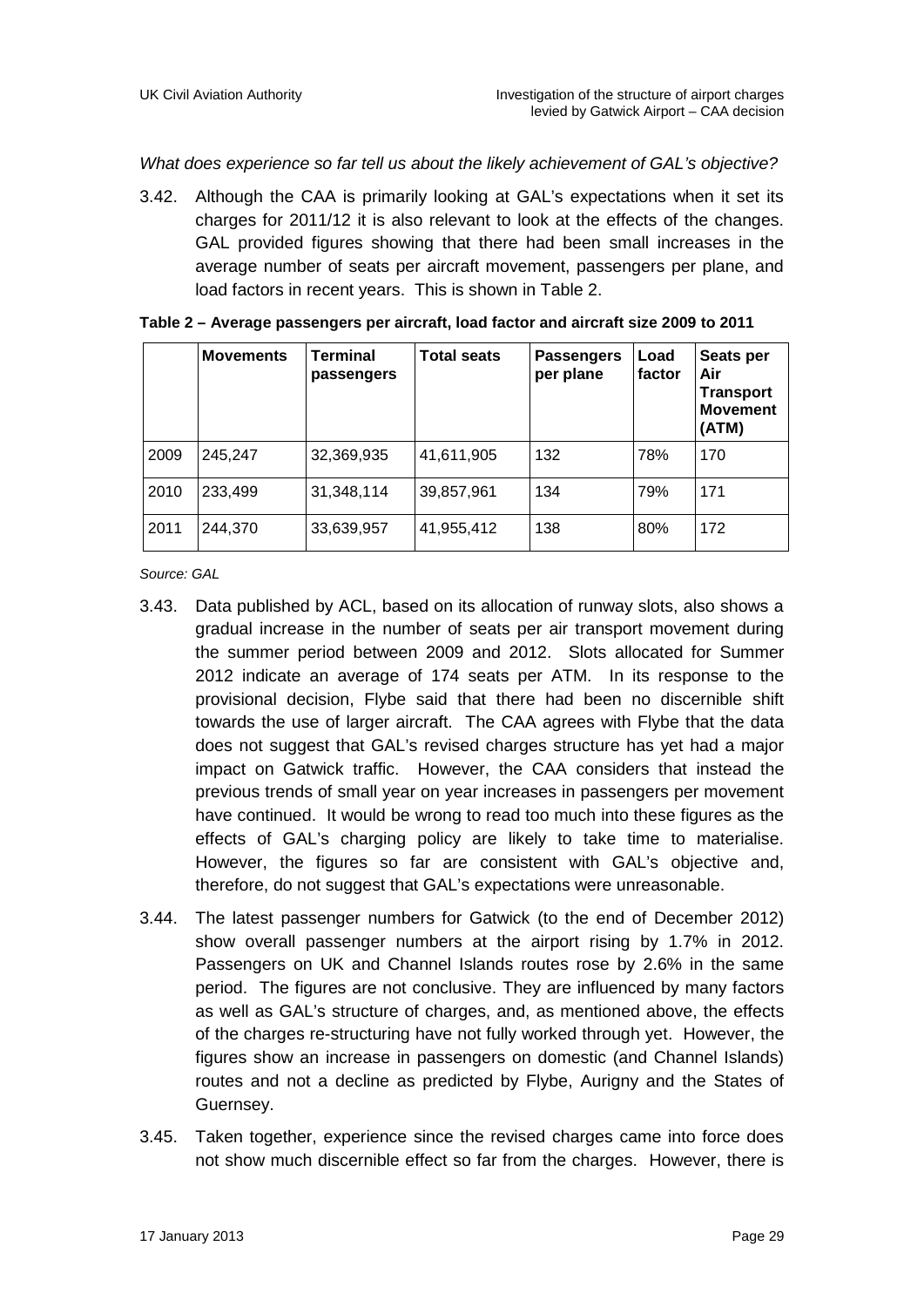*What does experience so far tell us about the likely achievement of GAL's objective?*

3.42. Although the CAA is primarily looking at GAL's expectations when it set its charges for 2011/12 it is also relevant to look at the effects of the changes. GAL provided figures showing that there had been small increases in the average number of seats per aircraft movement, passengers per plane, and load factors in recent years. This is shown in Table 2.

**Table 2 – Average passengers per aircraft, load factor and aircraft size 2009 to 2011**

| | Movements | Terminal passengers | Total seats | Passengers per plane | Load factor | Seats per Air Transport Movement (ATM) |
|---|---|---|---|---|---|---|
| 2009 | 245,247 | 32,369,935 | 41,611,905 | 132 | 78% | 170 |
| 2010 | 233,499 | 31,348,114 | 39,857,961 | 134 | 79% | 171 |
| 2011 | 244,370 | 33,639,957 | 41,955,412 | 138 | 80% | 172 |

*Source: GAL*

3.43. Data published by ACL, based on its allocation of runway slots, also shows a gradual increase in the number of seats per air transport movement during the summer period between 2009 and 2012. Slots allocated for Summer 2012 indicate an average of 174 seats per ATM. In its response to the provisional decision, Flybe said that there had been no discernible shift towards the use of larger aircraft. The CAA agrees with Flybe that the data does not suggest that GAL's revised charges structure has yet had a major impact on Gatwick traffic. However, the CAA considers that instead the previous trends of small year on year increases in passengers per movement have continued. It would be wrong to read too much into these figures as the effects of GAL's charging policy are likely to take time to materialise. However, the figures so far are consistent with GAL's objective and, therefore, do not suggest that GAL's expectations were unreasonable.

3.44. The latest passenger numbers for Gatwick (to the end of December 2012) show overall passenger numbers at the airport rising by 1.7% in 2012. Passengers on UK and Channel Islands routes rose by 2.6% in the same period. The figures are not conclusive. They are influenced by many factors as well as GAL's structure of charges, and, as mentioned above, the effects of the charges re-structuring have not fully worked through yet. However, the figures show an increase in passengers on domestic (and Channel Islands) routes and not a decline as predicted by Flybe, Aurigny and the States of Guernsey.

3.45. Taken together, experience since the revised charges came into force does not show much discernible effect so far from the charges. However, there is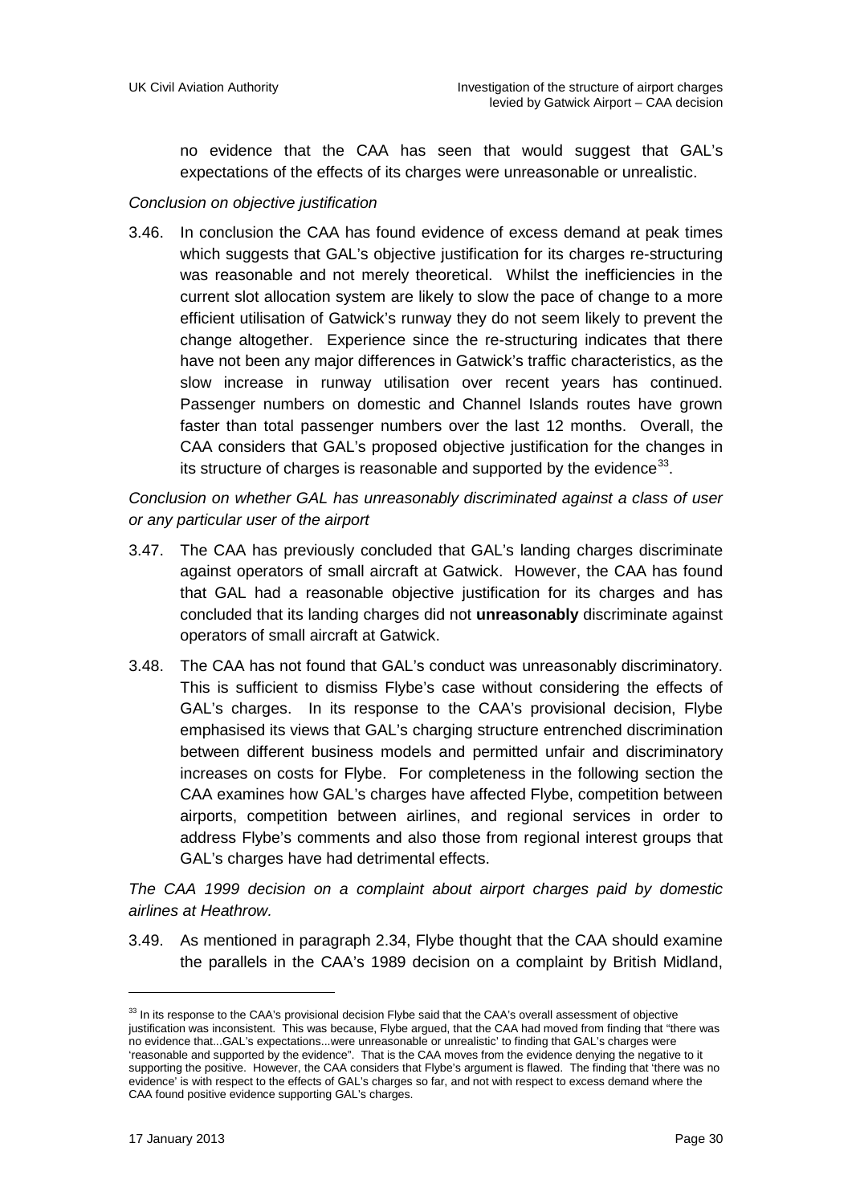no evidence that the CAA has seen that would suggest that GAL's expectations of the effects of its charges were unreasonable or unrealistic.

*Conclusion on objective justification*

3.46. In conclusion the CAA has found evidence of excess demand at peak times which suggests that GAL's objective justification for its charges re-structuring was reasonable and not merely theoretical. Whilst the inefficiencies in the current slot allocation system are likely to slow the pace of change to a more efficient utilisation of Gatwick's runway they do not seem likely to prevent the change altogether. Experience since the re-structuring indicates that there have not been any major differences in Gatwick's traffic characteristics, as the slow increase in runway utilisation over recent years has continued. Passenger numbers on domestic and Channel Islands routes have grown faster than total passenger numbers over the last 12 months. Overall, the CAA considers that GAL's proposed objective justification for the changes in its structure of charges is reasonable and supported by the evidence[33].

*Conclusion on whether GAL has unreasonably discriminated against a class of user or any particular user of the airport*

3.47. The CAA has previously concluded that GAL's landing charges discriminate against operators of small aircraft at Gatwick. However, the CAA has found that GAL had a reasonable objective justification for its charges and has concluded that its landing charges did not **unreasonably** discriminate against operators of small aircraft at Gatwick.

3.48. The CAA has not found that GAL's conduct was unreasonably discriminatory. This is sufficient to dismiss Flybe's case without considering the effects of GAL's charges. In its response to the CAA's provisional decision, Flybe emphasised its views that GAL's charging structure entrenched discrimination between different business models and permitted unfair and discriminatory increases on costs for Flybe. For completeness in the following section the CAA examines how GAL's charges have affected Flybe, competition between airports, competition between airlines, and regional services in order to address Flybe's comments and also those from regional interest groups that GAL's charges have had detrimental effects.

*The CAA 1999 decision on a complaint about airport charges paid by domestic airlines at Heathrow.*

3.49. As mentioned in paragraph 2.34, Flybe thought that the CAA should examine the parallels in the CAA's 1989 decision on a complaint by British Midland,

---

[33] In its response to the CAA's provisional decision Flybe said that the CAA's overall assessment of objective justification was inconsistent. This was because, Flybe argued, that the CAA had moved from finding that "there was no evidence that...GAL's expectations...were unreasonable or unrealistic' to finding that GAL's charges were 'reasonable and supported by the evidence". That is the CAA moves from the evidence denying the negative to it supporting the positive. However, the CAA considers that Flybe's argument is flawed. The finding that 'there was no evidence' is with respect to the effects of GAL's charges so far, and not with respect to excess demand where the CAA found positive evidence supporting GAL's charges.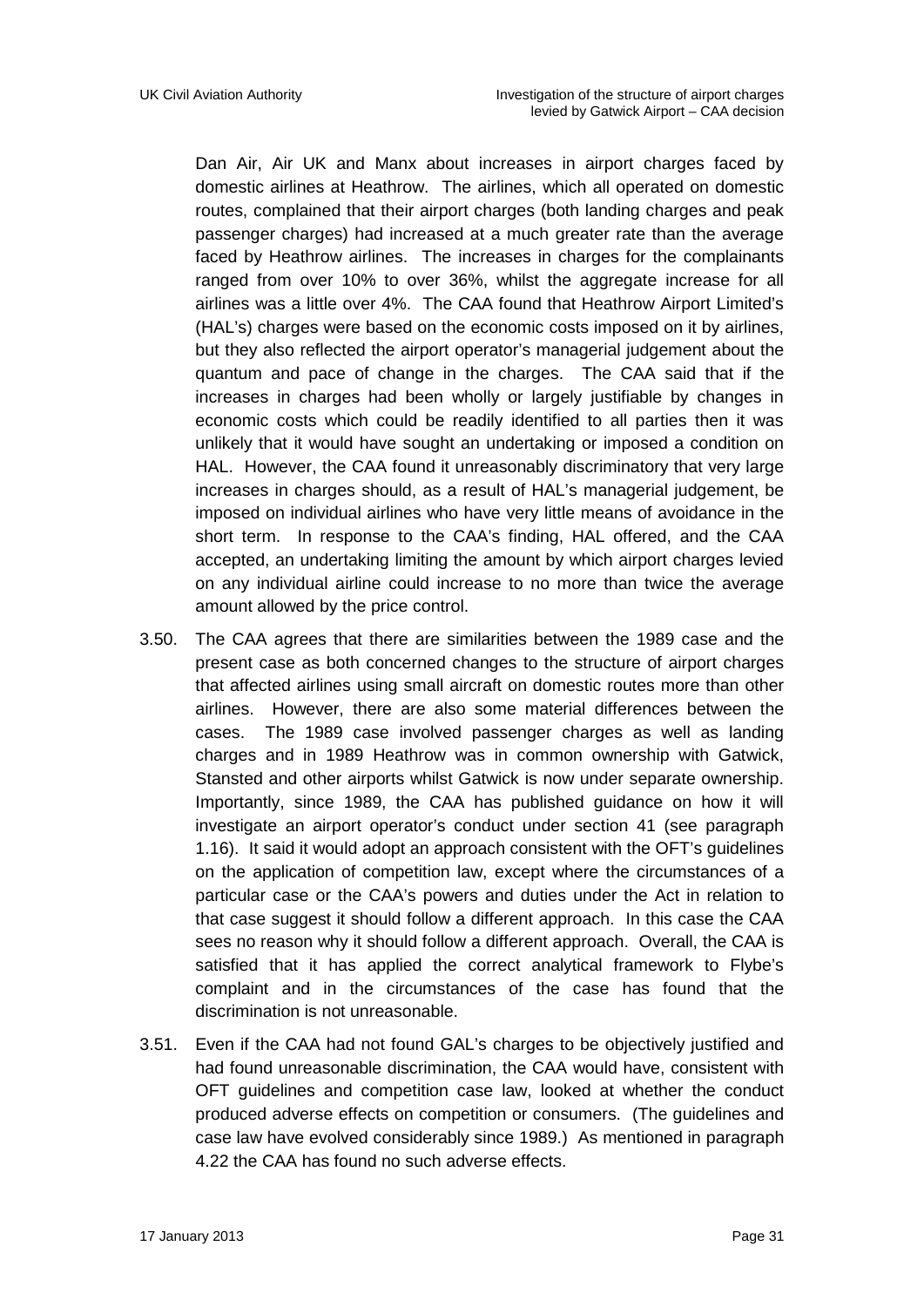Dan Air, Air UK and Manx about increases in airport charges faced by domestic airlines at Heathrow. The airlines, which all operated on domestic routes, complained that their airport charges (both landing charges and peak passenger charges) had increased at a much greater rate than the average faced by Heathrow airlines. The increases in charges for the complainants ranged from over 10% to over 36%, whilst the aggregate increase for all airlines was a little over 4%. The CAA found that Heathrow Airport Limited's (HAL's) charges were based on the economic costs imposed on it by airlines, but they also reflected the airport operator's managerial judgement about the quantum and pace of change in the charges. The CAA said that if the increases in charges had been wholly or largely justifiable by changes in economic costs which could be readily identified to all parties then it was unlikely that it would have sought an undertaking or imposed a condition on HAL. However, the CAA found it unreasonably discriminatory that very large increases in charges should, as a result of HAL's managerial judgement, be imposed on individual airlines who have very little means of avoidance in the short term. In response to the CAA's finding, HAL offered, and the CAA accepted, an undertaking limiting the amount by which airport charges levied on any individual airline could increase to no more than twice the average amount allowed by the price control.

3.50. The CAA agrees that there are similarities between the 1989 case and the present case as both concerned changes to the structure of airport charges that affected airlines using small aircraft on domestic routes more than other airlines. However, there are also some material differences between the cases. The 1989 case involved passenger charges as well as landing charges and in 1989 Heathrow was in common ownership with Gatwick, Stansted and other airports whilst Gatwick is now under separate ownership. Importantly, since 1989, the CAA has published guidance on how it will investigate an airport operator's conduct under section 41 (see paragraph 1.16). It said it would adopt an approach consistent with the OFT's guidelines on the application of competition law, except where the circumstances of a particular case or the CAA's powers and duties under the Act in relation to that case suggest it should follow a different approach. In this case the CAA sees no reason why it should follow a different approach. Overall, the CAA is satisfied that it has applied the correct analytical framework to Flybe's complaint and in the circumstances of the case has found that the discrimination is not unreasonable.

3.51. Even if the CAA had not found GAL's charges to be objectively justified and had found unreasonable discrimination, the CAA would have, consistent with OFT guidelines and competition case law, looked at whether the conduct produced adverse effects on competition or consumers. (The guidelines and case law have evolved considerably since 1989.) As mentioned in paragraph 4.22 the CAA has found no such adverse effects.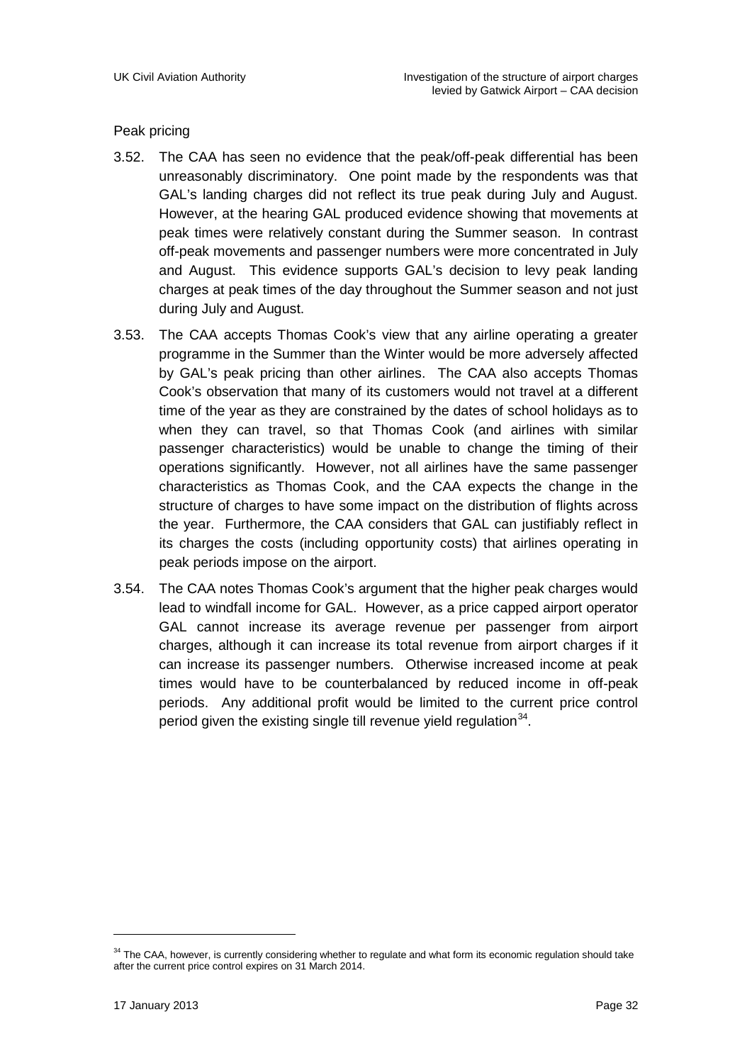### Peak pricing

3.52. The CAA has seen no evidence that the peak/off-peak differential has been unreasonably discriminatory. One point made by the respondents was that GAL's landing charges did not reflect its true peak during July and August. However, at the hearing GAL produced evidence showing that movements at peak times were relatively constant during the Summer season. In contrast off-peak movements and passenger numbers were more concentrated in July and August. This evidence supports GAL's decision to levy peak landing charges at peak times of the day throughout the Summer season and not just during July and August.

3.53. The CAA accepts Thomas Cook's view that any airline operating a greater programme in the Summer than the Winter would be more adversely affected by GAL's peak pricing than other airlines. The CAA also accepts Thomas Cook's observation that many of its customers would not travel at a different time of the year as they are constrained by the dates of school holidays as to when they can travel, so that Thomas Cook (and airlines with similar passenger characteristics) would be unable to change the timing of their operations significantly. However, not all airlines have the same passenger characteristics as Thomas Cook, and the CAA expects the change in the structure of charges to have some impact on the distribution of flights across the year. Furthermore, the CAA considers that GAL can justifiably reflect in its charges the costs (including opportunity costs) that airlines operating in peak periods impose on the airport.

3.54. The CAA notes Thomas Cook's argument that the higher peak charges would lead to windfall income for GAL. However, as a price capped airport operator GAL cannot increase its average revenue per passenger from airport charges, although it can increase its total revenue from airport charges if it can increase its passenger numbers. Otherwise increased income at peak times would have to be counterbalanced by reduced income in off-peak periods. Any additional profit would be limited to the current price control period given the existing single till revenue yield regulation[34].

[34] The CAA, however, is currently considering whether to regulate and what form its economic regulation should take after the current price control expires on 31 March 2014.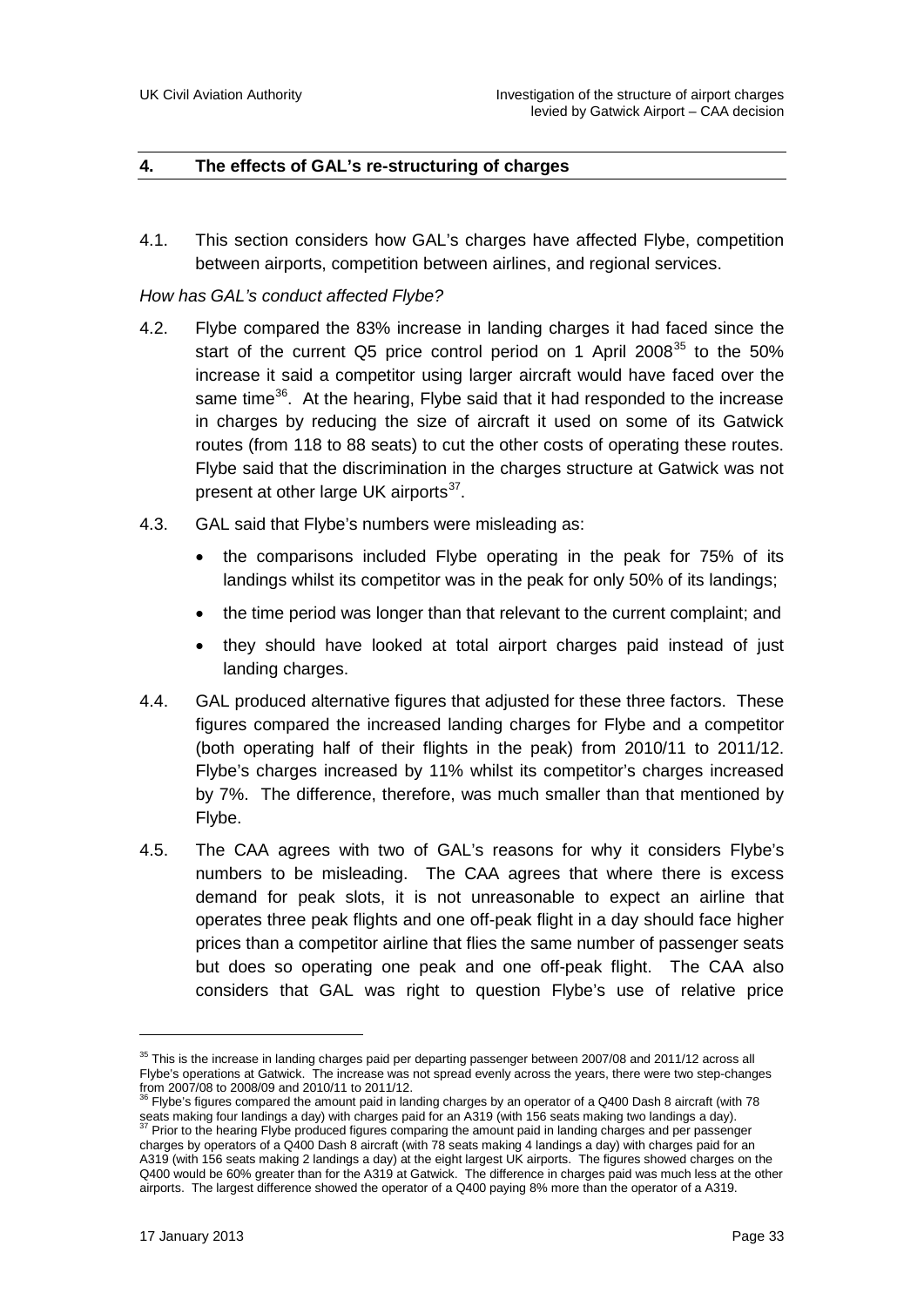## 4. The effects of GAL's re-structuring of charges

4.1. This section considers how GAL's charges have affected Flybe, competition between airports, competition between airlines, and regional services.

*How has GAL's conduct affected Flybe?*

4.2. Flybe compared the 83% increase in landing charges it had faced since the start of the current Q5 price control period on 1 April 2008[35] to the 50% increase it said a competitor using larger aircraft would have faced over the same time[36]. At the hearing, Flybe said that it had responded to the increase in charges by reducing the size of aircraft it used on some of its Gatwick routes (from 118 to 88 seats) to cut the other costs of operating these routes. Flybe said that the discrimination in the charges structure at Gatwick was not present at other large UK airports[37].

4.3. GAL said that Flybe's numbers were misleading as:

- the comparisons included Flybe operating in the peak for 75% of its landings whilst its competitor was in the peak for only 50% of its landings;
- the time period was longer than that relevant to the current complaint; and
- they should have looked at total airport charges paid instead of just landing charges.

4.4. GAL produced alternative figures that adjusted for these three factors. These figures compared the increased landing charges for Flybe and a competitor (both operating half of their flights in the peak) from 2010/11 to 2011/12. Flybe's charges increased by 11% whilst its competitor's charges increased by 7%. The difference, therefore, was much smaller than that mentioned by Flybe.

4.5. The CAA agrees with two of GAL's reasons for why it considers Flybe's numbers to be misleading. The CAA agrees that where there is excess demand for peak slots, it is not unreasonable to expect an airline that operates three peak flights and one off-peak flight in a day should face higher prices than a competitor airline that flies the same number of passenger seats but does so operating one peak and one off-peak flight. The CAA also considers that GAL was right to question Flybe's use of relative price

---

[35] This is the increase in landing charges paid per departing passenger between 2007/08 and 2011/12 across all Flybe's operations at Gatwick. The increase was not spread evenly across the years, there were two step-changes from 2007/08 to 2008/09 and 2010/11 to 2011/12.

[36] Flybe's figures compared the amount paid in landing charges by an operator of a Q400 Dash 8 aircraft (with 78 seats making four landings a day) with charges paid for an A319 (with 156 seats making two landings a day).

[37] Prior to the hearing Flybe produced figures comparing the amount paid in landing charges and per passenger charges by operators of a Q400 Dash 8 aircraft (with 78 seats making 4 landings a day) with charges paid for an A319 (with 156 seats making 2 landings a day) at the eight largest UK airports. The figures showed charges on the Q400 would be 60% greater than for the A319 at Gatwick. The difference in charges paid was much less at the other airports. The largest difference showed the operator of a Q400 paying 8% more than the operator of a A319.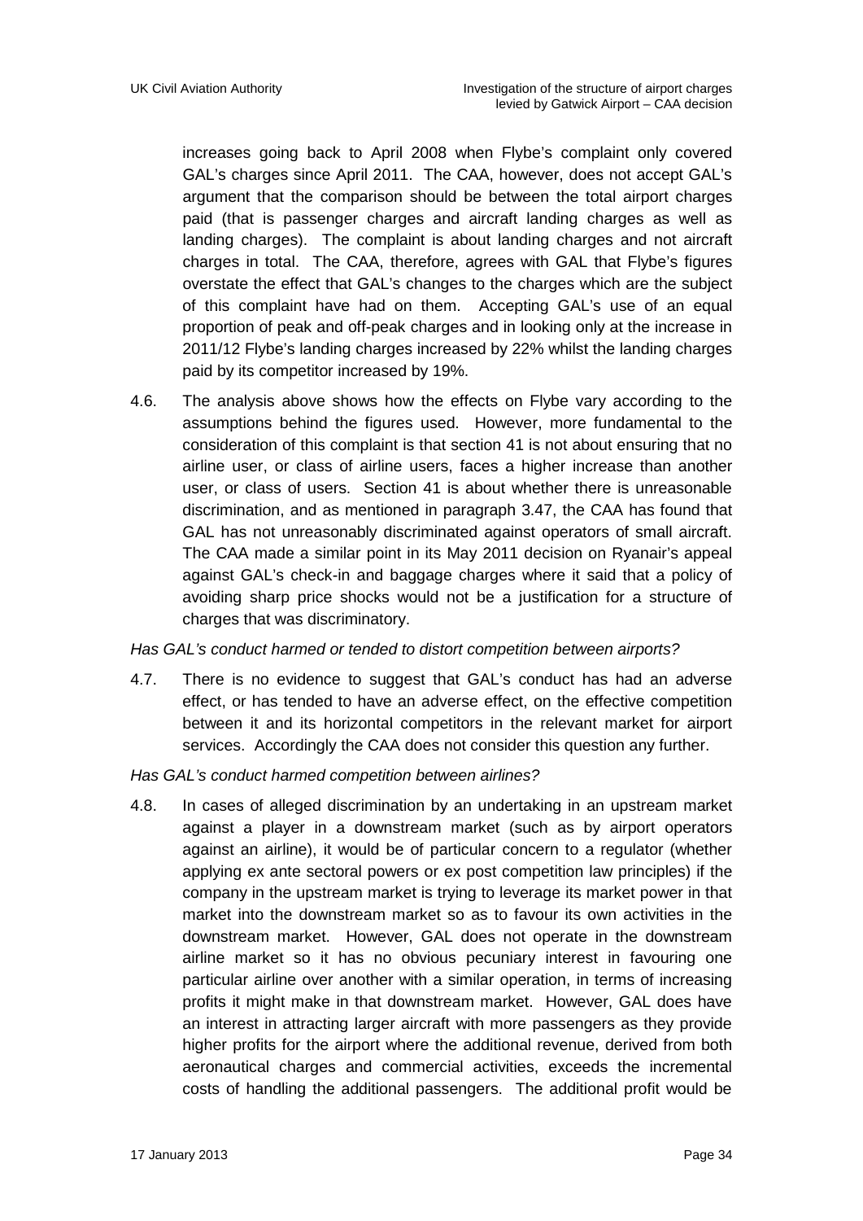increases going back to April 2008 when Flybe's complaint only covered GAL's charges since April 2011. The CAA, however, does not accept GAL's argument that the comparison should be between the total airport charges paid (that is passenger charges and aircraft landing charges as well as landing charges). The complaint is about landing charges and not aircraft charges in total. The CAA, therefore, agrees with GAL that Flybe's figures overstate the effect that GAL's changes to the charges which are the subject of this complaint have had on them. Accepting GAL's use of an equal proportion of peak and off-peak charges and in looking only at the increase in 2011/12 Flybe's landing charges increased by 22% whilst the landing charges paid by its competitor increased by 19%.

4.6. The analysis above shows how the effects on Flybe vary according to the assumptions behind the figures used. However, more fundamental to the consideration of this complaint is that section 41 is not about ensuring that no airline user, or class of airline users, faces a higher increase than another user, or class of users. Section 41 is about whether there is unreasonable discrimination, and as mentioned in paragraph 3.47, the CAA has found that GAL has not unreasonably discriminated against operators of small aircraft. The CAA made a similar point in its May 2011 decision on Ryanair's appeal against GAL's check-in and baggage charges where it said that a policy of avoiding sharp price shocks would not be a justification for a structure of charges that was discriminatory.

*Has GAL's conduct harmed or tended to distort competition between airports?*

4.7. There is no evidence to suggest that GAL's conduct has had an adverse effect, or has tended to have an adverse effect, on the effective competition between it and its horizontal competitors in the relevant market for airport services. Accordingly the CAA does not consider this question any further.

*Has GAL's conduct harmed competition between airlines?*

4.8. In cases of alleged discrimination by an undertaking in an upstream market against a player in a downstream market (such as by airport operators against an airline), it would be of particular concern to a regulator (whether applying ex ante sectoral powers or ex post competition law principles) if the company in the upstream market is trying to leverage its market power in that market into the downstream market so as to favour its own activities in the downstream market. However, GAL does not operate in the downstream airline market so it has no obvious pecuniary interest in favouring one particular airline over another with a similar operation, in terms of increasing profits it might make in that downstream market. However, GAL does have an interest in attracting larger aircraft with more passengers as they provide higher profits for the airport where the additional revenue, derived from both aeronautical charges and commercial activities, exceeds the incremental costs of handling the additional passengers. The additional profit would be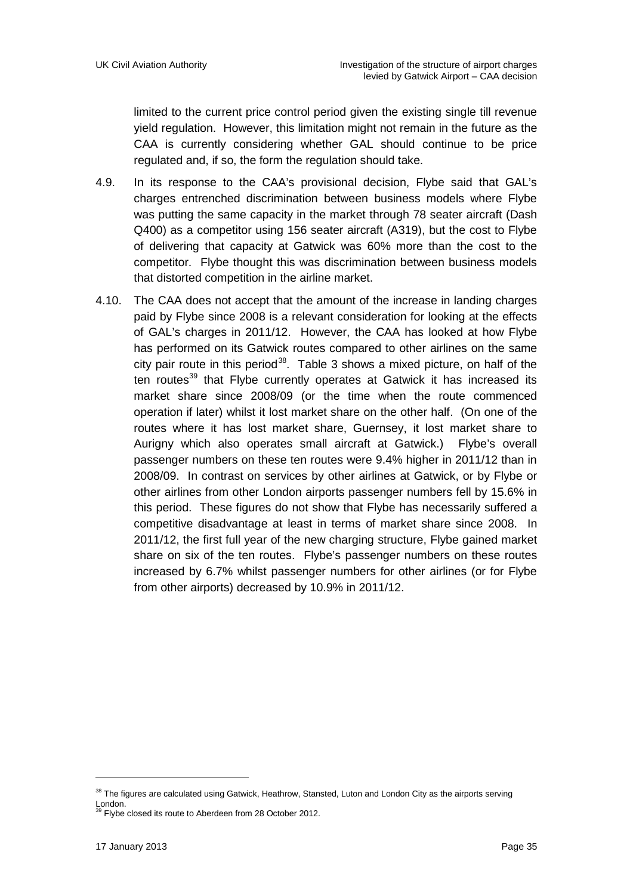limited to the current price control period given the existing single till revenue yield regulation. However, this limitation might not remain in the future as the CAA is currently considering whether GAL should continue to be price regulated and, if so, the form the regulation should take.

4.9. In its response to the CAA's provisional decision, Flybe said that GAL's charges entrenched discrimination between business models where Flybe was putting the same capacity in the market through 78 seater aircraft (Dash Q400) as a competitor using 156 seater aircraft (A319), but the cost to Flybe of delivering that capacity at Gatwick was 60% more than the cost to the competitor. Flybe thought this was discrimination between business models that distorted competition in the airline market.

4.10. The CAA does not accept that the amount of the increase in landing charges paid by Flybe since 2008 is a relevant consideration for looking at the effects of GAL's charges in 2011/12. However, the CAA has looked at how Flybe has performed on its Gatwick routes compared to other airlines on the same city pair route in this period[38]. Table 3 shows a mixed picture, on half of the ten routes[39] that Flybe currently operates at Gatwick it has increased its market share since 2008/09 (or the time when the route commenced operation if later) whilst it lost market share on the other half. (On one of the routes where it has lost market share, Guernsey, it lost market share to Aurigny which also operates small aircraft at Gatwick.) Flybe's overall passenger numbers on these ten routes were 9.4% higher in 2011/12 than in 2008/09. In contrast on services by other airlines at Gatwick, or by Flybe or other airlines from other London airports passenger numbers fell by 15.6% in this period. These figures do not show that Flybe has necessarily suffered a competitive disadvantage at least in terms of market share since 2008. In 2011/12, the first full year of the new charging structure, Flybe gained market share on six of the ten routes. Flybe's passenger numbers on these routes increased by 6.7% whilst passenger numbers for other airlines (or for Flybe from other airports) decreased by 10.9% in 2011/12.

[38] The figures are calculated using Gatwick, Heathrow, Stansted, Luton and London City as the airports serving London.

[39] Flybe closed its route to Aberdeen from 28 October 2012.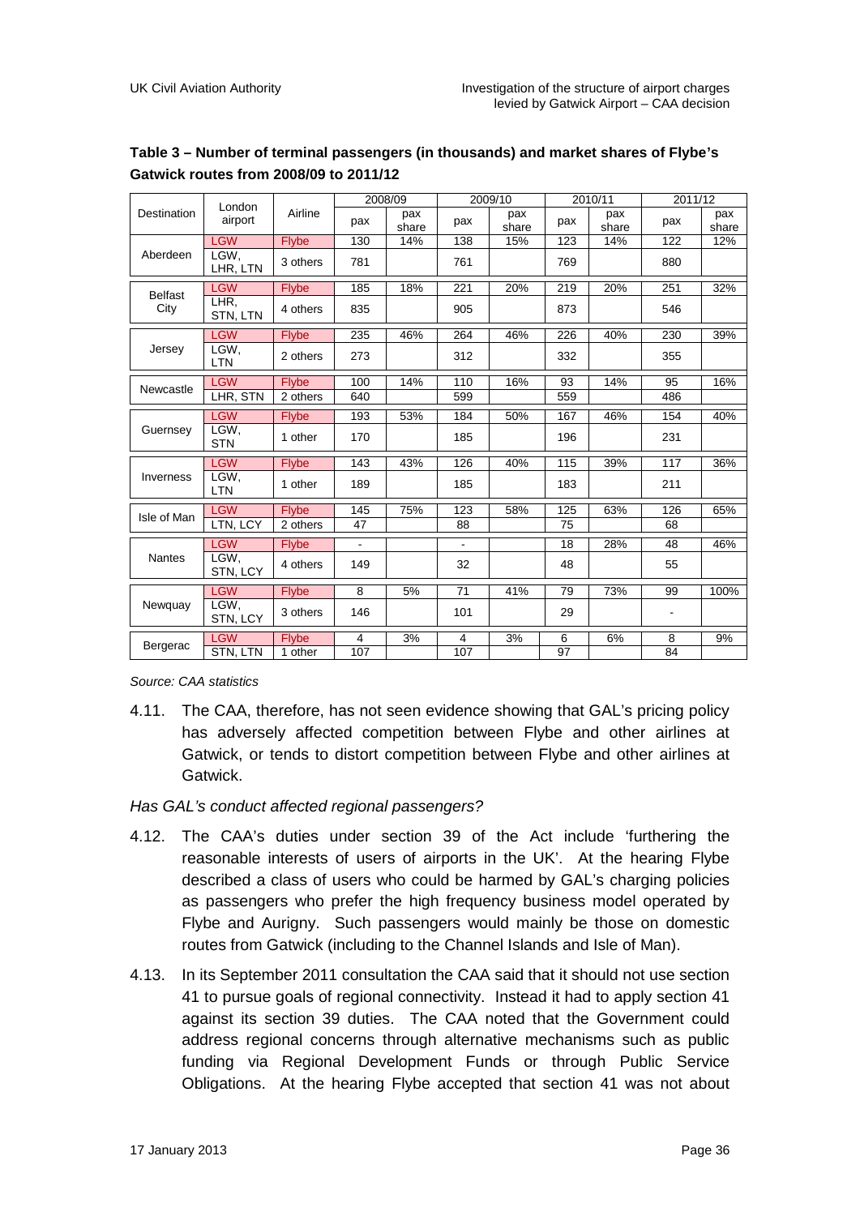**Table 3 – Number of terminal passengers (in thousands) and market shares of Flybe's Gatwick routes from 2008/09 to 2011/12**

| Destination | London airport | Airline | 2008/09 | | 2009/10 | | 2010/11 | | 2011/12 | |
|---|---|---|---|---|---|---|---|---|---|---|
| | | | pax | pax share | pax | pax share | pax | pax share | pax | pax share |
| Aberdeen | LGW | Flybe | 130 | 14% | 138 | 15% | 123 | 14% | 122 | 12% |
| | LGW, LHR, LTN | 3 others | 781 | | 761 | | 769 | | 880 | |
| Belfast City | LGW | Flybe | 185 | 18% | 221 | 20% | 219 | 20% | 251 | 32% |
| | LHR, STN, LTN | 4 others | 835 | | 905 | | 873 | | 546 | |
| Jersey | LGW | Flybe | 235 | 46% | 264 | 46% | 226 | 40% | 230 | 39% |
| | LGW, LTN | 2 others | 273 | | 312 | | 332 | | 355 | |
| Newcastle | LGW | Flybe | 100 | 14% | 110 | 16% | 93 | 14% | 95 | 16% |
| | LHR, STN | 2 others | 640 | | 599 | | 559 | | 486 | |
| Guernsey | LGW | Flybe | 193 | 53% | 184 | 50% | 167 | 46% | 154 | 40% |
| | LGW, STN | 1 other | 170 | | 185 | | 196 | | 231 | |
| Inverness | LGW | Flybe | 143 | 43% | 126 | 40% | 115 | 39% | 117 | 36% |
| | LGW, LTN | 1 other | 189 | | 185 | | 183 | | 211 | |
| Isle of Man | LGW | Flybe | 145 | 75% | 123 | 58% | 125 | 63% | 126 | 65% |
| | LTN, LCY | 2 others | 47 | | 88 | | 75 | | 68 | |
| Nantes | LGW | Flybe | - | | - | | 18 | 28% | 48 | 46% |
| | LGW, STN, LCY | 4 others | 149 | | 32 | | 48 | | 55 | |
| Newquay | LGW | Flybe | 8 | 5% | 71 | 41% | 79 | 73% | 99 | 100% |
| | LGW, STN, LCY | 3 others | 146 | | 101 | | 29 | | - | |
| Bergerac | LGW | Flybe | 4 | 3% | 4 | 3% | 6 | 6% | 8 | 9% |
| | STN, LTN | 1 other | 107 | | 107 | | 97 | | 84 | |

*Source: CAA statistics*

4.11. The CAA, therefore, has not seen evidence showing that GAL's pricing policy has adversely affected competition between Flybe and other airlines at Gatwick, or tends to distort competition between Flybe and other airlines at Gatwick.

*Has GAL's conduct affected regional passengers?*

4.12. The CAA's duties under section 39 of the Act include 'furthering the reasonable interests of users of airports in the UK'. At the hearing Flybe described a class of users who could be harmed by GAL's charging policies as passengers who prefer the high frequency business model operated by Flybe and Aurigny. Such passengers would mainly be those on domestic routes from Gatwick (including to the Channel Islands and Isle of Man).

4.13. In its September 2011 consultation the CAA said that it should not use section 41 to pursue goals of regional connectivity. Instead it had to apply section 41 against its section 39 duties. The CAA noted that the Government could address regional concerns through alternative mechanisms such as public funding via Regional Development Funds or through Public Service Obligations. At the hearing Flybe accepted that section 41 was not about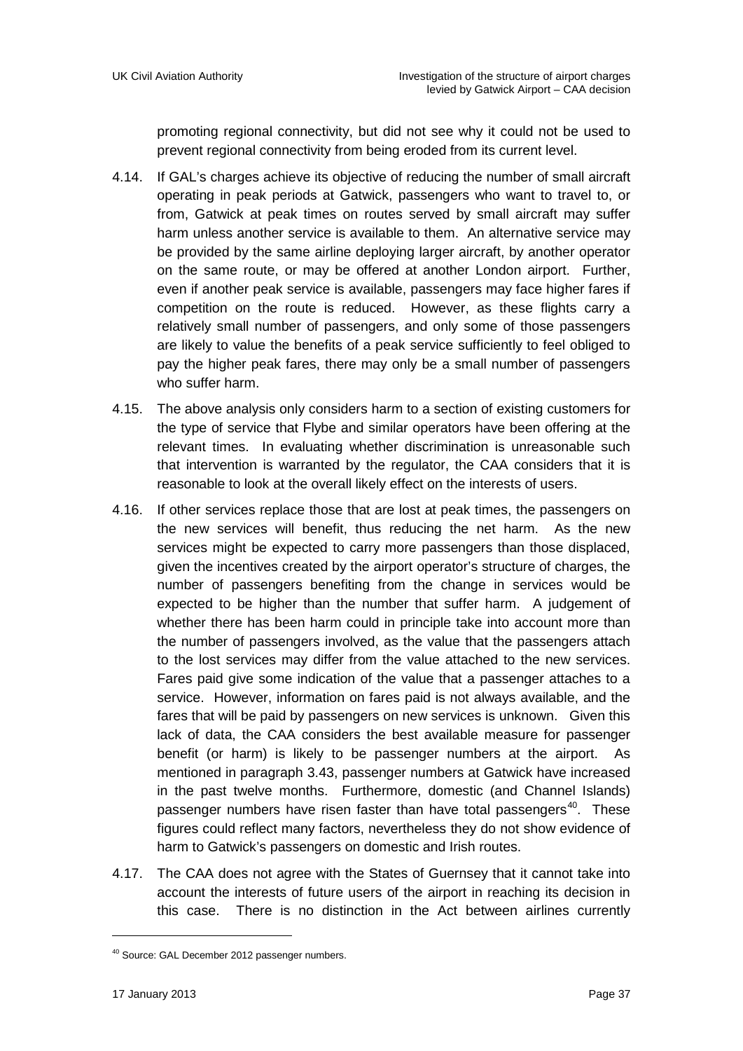promoting regional connectivity, but did not see why it could not be used to prevent regional connectivity from being eroded from its current level.

4.14. If GAL's charges achieve its objective of reducing the number of small aircraft operating in peak periods at Gatwick, passengers who want to travel to, or from, Gatwick at peak times on routes served by small aircraft may suffer harm unless another service is available to them. An alternative service may be provided by the same airline deploying larger aircraft, by another operator on the same route, or may be offered at another London airport. Further, even if another peak service is available, passengers may face higher fares if competition on the route is reduced. However, as these flights carry a relatively small number of passengers, and only some of those passengers are likely to value the benefits of a peak service sufficiently to feel obliged to pay the higher peak fares, there may only be a small number of passengers who suffer harm.

4.15. The above analysis only considers harm to a section of existing customers for the type of service that Flybe and similar operators have been offering at the relevant times. In evaluating whether discrimination is unreasonable such that intervention is warranted by the regulator, the CAA considers that it is reasonable to look at the overall likely effect on the interests of users.

4.16. If other services replace those that are lost at peak times, the passengers on the new services will benefit, thus reducing the net harm. As the new services might be expected to carry more passengers than those displaced, given the incentives created by the airport operator's structure of charges, the number of passengers benefiting from the change in services would be expected to be higher than the number that suffer harm. A judgement of whether there has been harm could in principle take into account more than the number of passengers involved, as the value that the passengers attach to the lost services may differ from the value attached to the new services. Fares paid give some indication of the value that a passenger attaches to a service. However, information on fares paid is not always available, and the fares that will be paid by passengers on new services is unknown. Given this lack of data, the CAA considers the best available measure for passenger benefit (or harm) is likely to be passenger numbers at the airport. As mentioned in paragraph 3.43, passenger numbers at Gatwick have increased in the past twelve months. Furthermore, domestic (and Channel Islands) passenger numbers have risen faster than have total passengers[40]. These figures could reflect many factors, nevertheless they do not show evidence of harm to Gatwick's passengers on domestic and Irish routes.

4.17. The CAA does not agree with the States of Guernsey that it cannot take into account the interests of future users of the airport in reaching its decision in this case. There is no distinction in the Act between airlines currently

[40] Source: GAL December 2012 passenger numbers.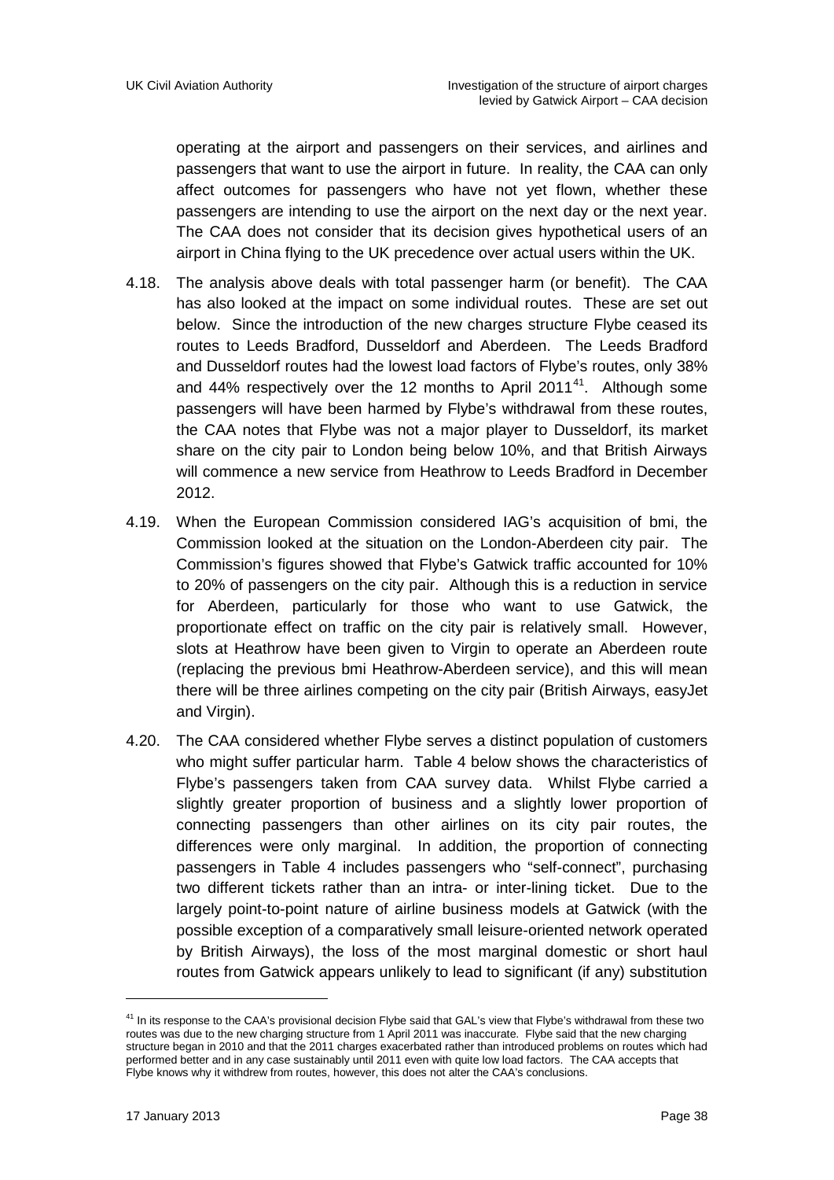operating at the airport and passengers on their services, and airlines and passengers that want to use the airport in future. In reality, the CAA can only affect outcomes for passengers who have not yet flown, whether these passengers are intending to use the airport on the next day or the next year. The CAA does not consider that its decision gives hypothetical users of an airport in China flying to the UK precedence over actual users within the UK.

4.18. The analysis above deals with total passenger harm (or benefit). The CAA has also looked at the impact on some individual routes. These are set out below. Since the introduction of the new charges structure Flybe ceased its routes to Leeds Bradford, Dusseldorf and Aberdeen. The Leeds Bradford and Dusseldorf routes had the lowest load factors of Flybe's routes, only 38% and 44% respectively over the 12 months to April 2011[41]. Although some passengers will have been harmed by Flybe's withdrawal from these routes, the CAA notes that Flybe was not a major player to Dusseldorf, its market share on the city pair to London being below 10%, and that British Airways will commence a new service from Heathrow to Leeds Bradford in December 2012.

4.19. When the European Commission considered IAG's acquisition of bmi, the Commission looked at the situation on the London-Aberdeen city pair. The Commission's figures showed that Flybe's Gatwick traffic accounted for 10% to 20% of passengers on the city pair. Although this is a reduction in service for Aberdeen, particularly for those who want to use Gatwick, the proportionate effect on traffic on the city pair is relatively small. However, slots at Heathrow have been given to Virgin to operate an Aberdeen route (replacing the previous bmi Heathrow-Aberdeen service), and this will mean there will be three airlines competing on the city pair (British Airways, easyJet and Virgin).

4.20. The CAA considered whether Flybe serves a distinct population of customers who might suffer particular harm. Table 4 below shows the characteristics of Flybe's passengers taken from CAA survey data. Whilst Flybe carried a slightly greater proportion of business and a slightly lower proportion of connecting passengers than other airlines on its city pair routes, the differences were only marginal. In addition, the proportion of connecting passengers in Table 4 includes passengers who "self-connect", purchasing two different tickets rather than an intra- or inter-lining ticket. Due to the largely point-to-point nature of airline business models at Gatwick (with the possible exception of a comparatively small leisure-oriented network operated by British Airways), the loss of the most marginal domestic or short haul routes from Gatwick appears unlikely to lead to significant (if any) substitution

---

[41] In its response to the CAA's provisional decision Flybe said that GAL's view that Flybe's withdrawal from these two routes was due to the new charging structure from 1 April 2011 was inaccurate. Flybe said that the new charging structure began in 2010 and that the 2011 charges exacerbated rather than introduced problems on routes which had performed better and in any case sustainably until 2011 even with quite low load factors. The CAA accepts that Flybe knows why it withdrew from routes, however, this does not alter the CAA's conclusions.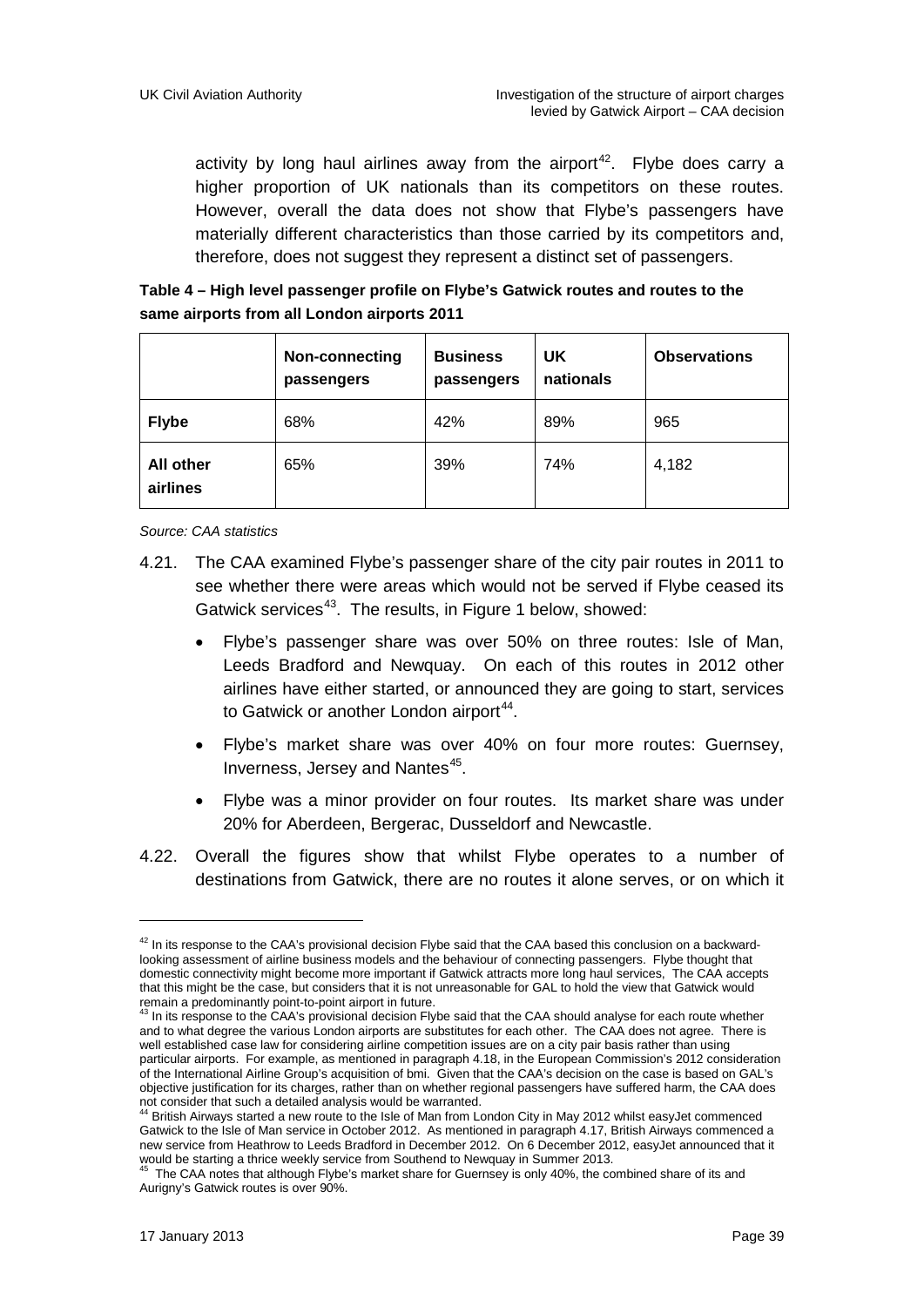activity by long haul airlines away from the airport[42]. Flybe does carry a higher proportion of UK nationals than its competitors on these routes. However, overall the data does not show that Flybe's passengers have materially different characteristics than those carried by its competitors and, therefore, does not suggest they represent a distinct set of passengers.

**Table 4 – High level passenger profile on Flybe's Gatwick routes and routes to the same airports from all London airports 2011**

| | Non-connecting passengers | Business passengers | UK nationals | Observations |
|---|---|---|---|---|
| **Flybe** | 68% | 42% | 89% | 965 |
| **All other airlines** | 65% | 39% | 74% | 4,182 |

*Source: CAA statistics*

4.21. The CAA examined Flybe's passenger share of the city pair routes in 2011 to see whether there were areas which would not be served if Flybe ceased its Gatwick services[43]. The results, in Figure 1 below, showed:

- Flybe's passenger share was over 50% on three routes: Isle of Man, Leeds Bradford and Newquay. On each of this routes in 2012 other airlines have either started, or announced they are going to start, services to Gatwick or another London airport[44].
- Flybe's market share was over 40% on four more routes: Guernsey, Inverness, Jersey and Nantes[45].
- Flybe was a minor provider on four routes. Its market share was under 20% for Aberdeen, Bergerac, Dusseldorf and Newcastle.

4.22. Overall the figures show that whilst Flybe operates to a number of destinations from Gatwick, there are no routes it alone serves, or on which it

---

[42] In its response to the CAA's provisional decision Flybe said that the CAA based this conclusion on a backward-looking assessment of airline business models and the behaviour of connecting passengers. Flybe thought that domestic connectivity might become more important if Gatwick attracts more long haul services, The CAA accepts that this might be the case, but considers that it is not unreasonable for GAL to hold the view that Gatwick would remain a predominantly point-to-point airport in future.

[43] In its response to the CAA's provisional decision Flybe said that the CAA should analyse for each route whether and to what degree the various London airports are substitutes for each other. The CAA does not agree. There is well established case law for considering airline competition issues are on a city pair basis rather than using particular airports. For example, as mentioned in paragraph 4.18, in the European Commission's 2012 consideration of the International Airline Group's acquisition of bmi. Given that the CAA's decision on the case is based on GAL's objective justification for its charges, rather than on whether regional passengers have suffered harm, the CAA does not consider that such a detailed analysis would be warranted.

[44] British Airways started a new route to the Isle of Man from London City in May 2012 whilst easyJet commenced Gatwick to the Isle of Man service in October 2012. As mentioned in paragraph 4.17, British Airways commenced a new service from Heathrow to Leeds Bradford in December 2012. On 6 December 2012, easyJet announced that it would be starting a thrice weekly service from Southend to Newquay in Summer 2013.

[45] The CAA notes that although Flybe's market share for Guernsey is only 40%, the combined share of its and Aurigny's Gatwick routes is over 90%.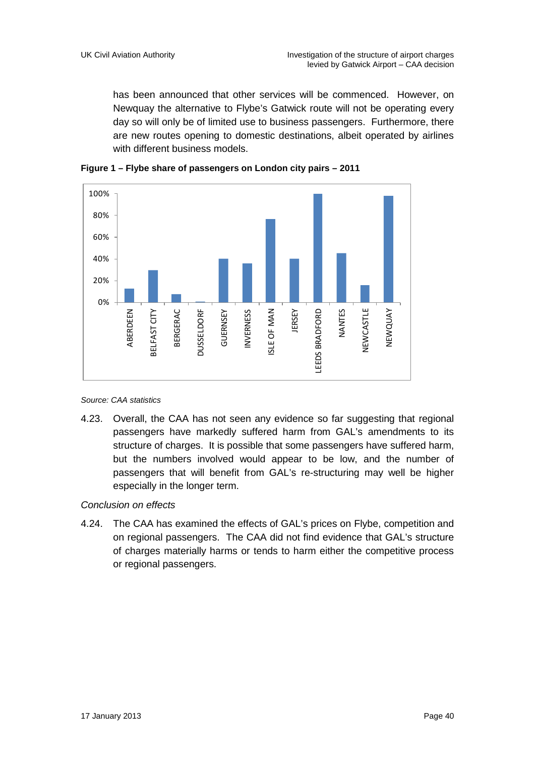has been announced that other services will be commenced. However, on Newquay the alternative to Flybe's Gatwick route will not be operating every day so will only be of limited use to business passengers. Furthermore, there are new routes opening to domestic destinations, albeit operated by airlines with different business models.

**Figure 1 – Flybe share of passengers on London city pairs – 2011**

*Source: CAA statistics*

4.23. Overall, the CAA has not seen any evidence so far suggesting that regional passengers have markedly suffered harm from GAL's amendments to its structure of charges. It is possible that some passengers have suffered harm, but the numbers involved would appear to be low, and the number of passengers that will benefit from GAL's re-structuring may well be higher especially in the longer term.

*Conclusion on effects*

4.24. The CAA has examined the effects of GAL's prices on Flybe, competition and on regional passengers. The CAA did not find evidence that GAL's structure of charges materially harms or tends to harm either the competitive process or regional passengers.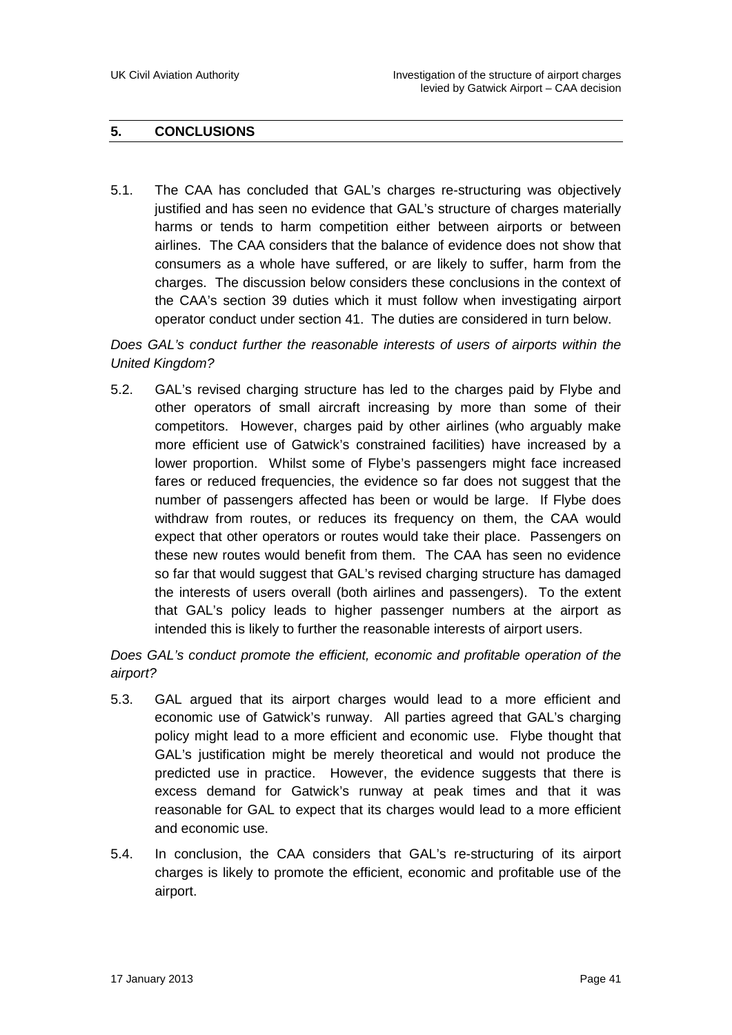## 5. CONCLUSIONS

5.1. The CAA has concluded that GAL's charges re-structuring was objectively justified and has seen no evidence that GAL's structure of charges materially harms or tends to harm competition either between airports or between airlines. The CAA considers that the balance of evidence does not show that consumers as a whole have suffered, or are likely to suffer, harm from the charges. The discussion below considers these conclusions in the context of the CAA's section 39 duties which it must follow when investigating airport operator conduct under section 41. The duties are considered in turn below.

*Does GAL's conduct further the reasonable interests of users of airports within the United Kingdom?*

5.2. GAL's revised charging structure has led to the charges paid by Flybe and other operators of small aircraft increasing by more than some of their competitors. However, charges paid by other airlines (who arguably make more efficient use of Gatwick's constrained facilities) have increased by a lower proportion. Whilst some of Flybe's passengers might face increased fares or reduced frequencies, the evidence so far does not suggest that the number of passengers affected has been or would be large. If Flybe does withdraw from routes, or reduces its frequency on them, the CAA would expect that other operators or routes would take their place. Passengers on these new routes would benefit from them. The CAA has seen no evidence so far that would suggest that GAL's revised charging structure has damaged the interests of users overall (both airlines and passengers). To the extent that GAL's policy leads to higher passenger numbers at the airport as intended this is likely to further the reasonable interests of airport users.

*Does GAL's conduct promote the efficient, economic and profitable operation of the airport?*

5.3. GAL argued that its airport charges would lead to a more efficient and economic use of Gatwick's runway. All parties agreed that GAL's charging policy might lead to a more efficient and economic use. Flybe thought that GAL's justification might be merely theoretical and would not produce the predicted use in practice. However, the evidence suggests that there is excess demand for Gatwick's runway at peak times and that it was reasonable for GAL to expect that its charges would lead to a more efficient and economic use.

5.4. In conclusion, the CAA considers that GAL's re-structuring of its airport charges is likely to promote the efficient, economic and profitable use of the airport.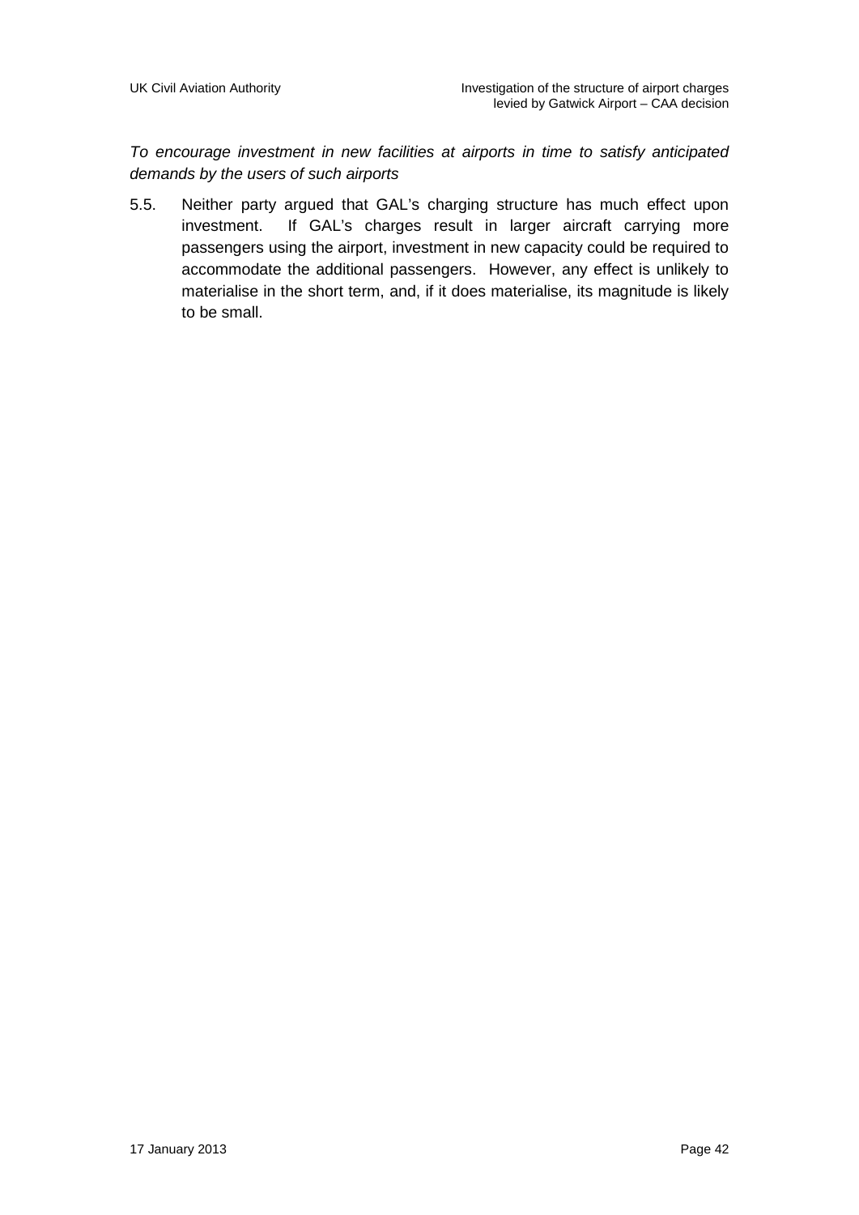*To encourage investment in new facilities at airports in time to satisfy anticipated demands by the users of such airports*

5.5. Neither party argued that GAL's charging structure has much effect upon investment. If GAL's charges result in larger aircraft carrying more passengers using the airport, investment in new capacity could be required to accommodate the additional passengers. However, any effect is unlikely to materialise in the short term, and, if it does materialise, its magnitude is likely to be small.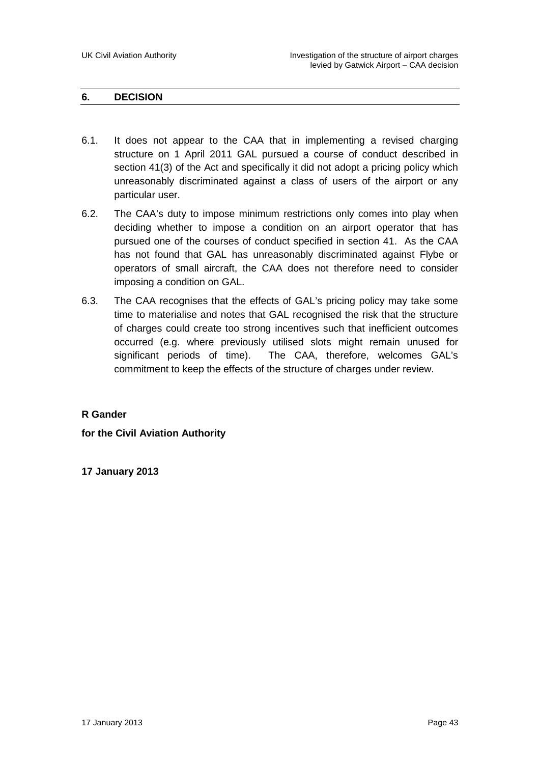## 6. DECISION

6.1. It does not appear to the CAA that in implementing a revised charging structure on 1 April 2011 GAL pursued a course of conduct described in section 41(3) of the Act and specifically it did not adopt a pricing policy which unreasonably discriminated against a class of users of the airport or any particular user.

6.2. The CAA's duty to impose minimum restrictions only comes into play when deciding whether to impose a condition on an airport operator that has pursued one of the courses of conduct specified in section 41. As the CAA has not found that GAL has unreasonably discriminated against Flybe or operators of small aircraft, the CAA does not therefore need to consider imposing a condition on GAL.

6.3. The CAA recognises that the effects of GAL's pricing policy may take some time to materialise and notes that GAL recognised the risk that the structure of charges could create too strong incentives such that inefficient outcomes occurred (e.g. where previously utilised slots might remain unused for significant periods of time). The CAA, therefore, welcomes GAL's commitment to keep the effects of the structure of charges under review.

**R Gander**

**for the Civil Aviation Authority**

**17 January 2013**